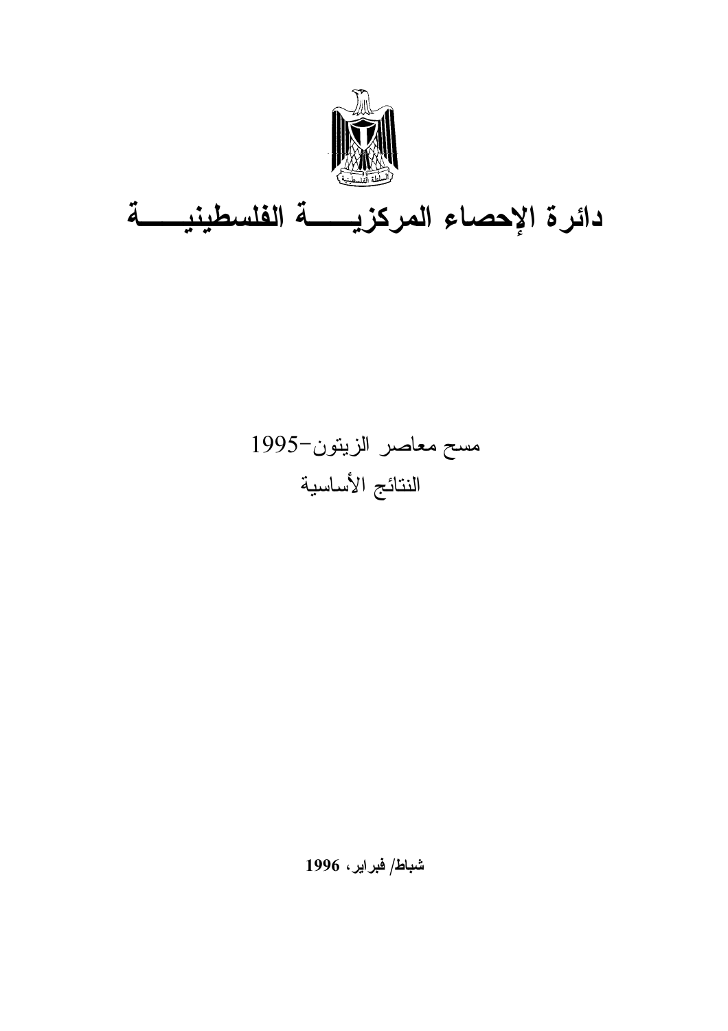# دائرة الإحصاء المركزية الفلسطينية

مسح معاصر الزيتون-1995

النتائج الأساسية

**شباط/ فبراير، 1996**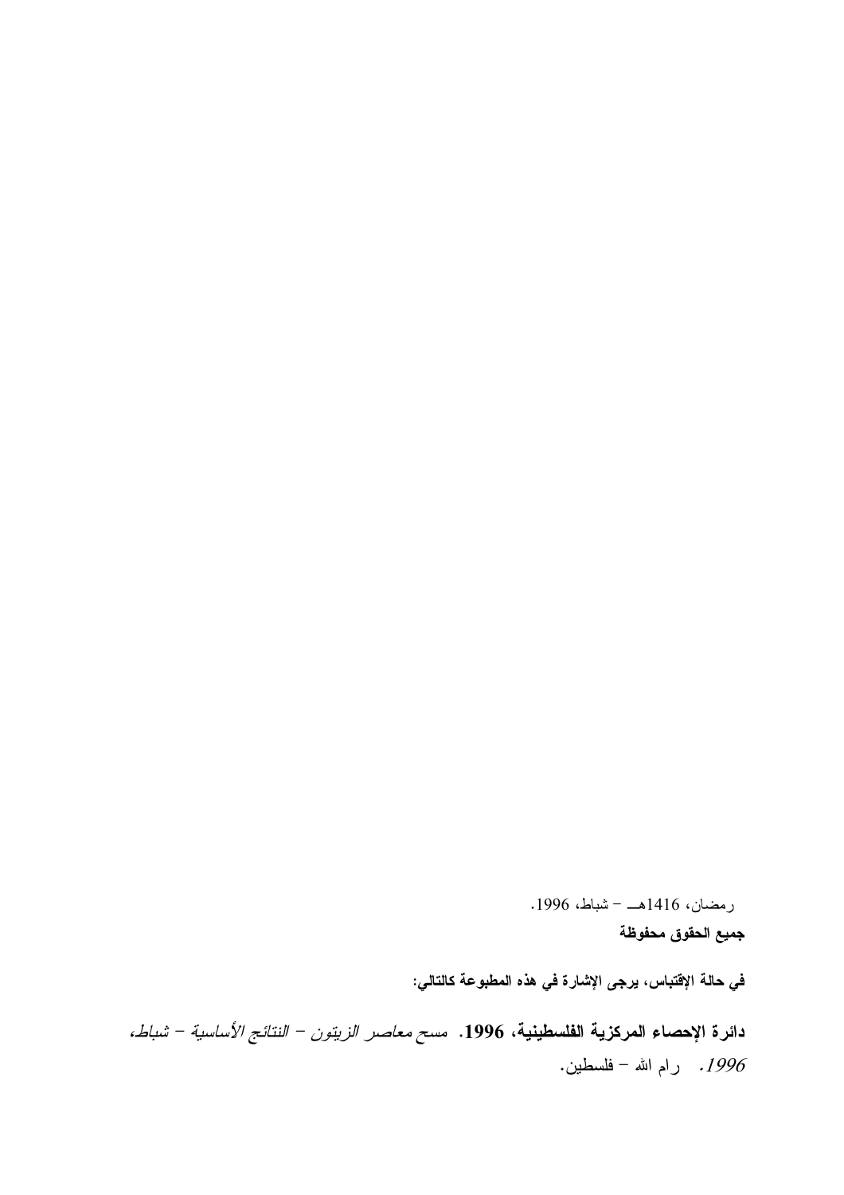رمضان، 1416هـ – شباط، 1996.

**جميع الحقوق محفوظة**

**في حالة الإقتباس، يرجى الإشارة في هذه المطبوعة كالتالي:**

**دائرة الإحصاء المركزية الفلسطينية، 1996.** *مسح معاصر الزيتون – النتائج الأساسية – شباط، 1996.* رام الله – فلسطين.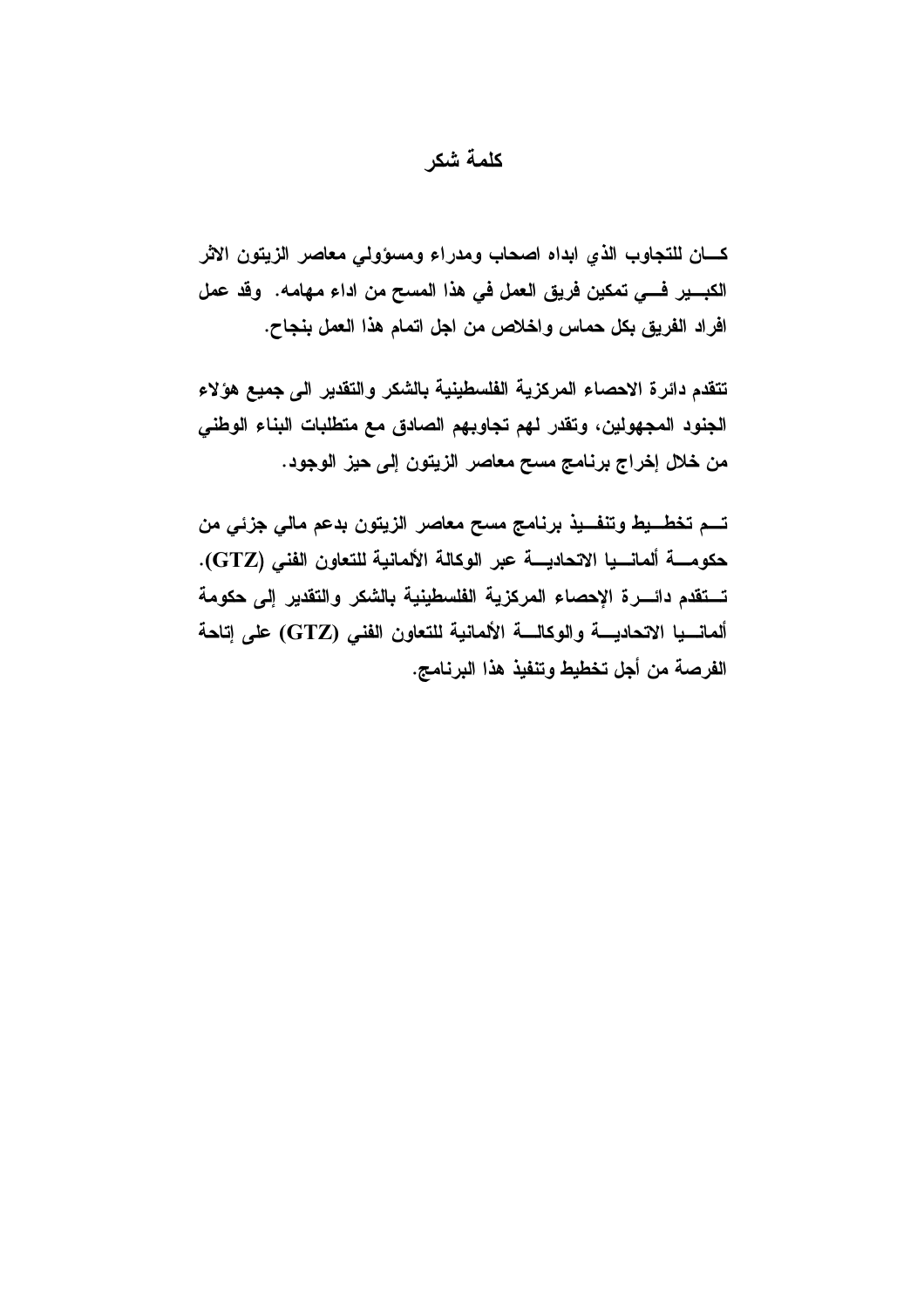# كلمة شكر

كان للتجاوب الذي ابداه اصحاب ومدراء ومسؤولي معاصر الزيتون الاثر الكبير في تمكين فريق العمل في هذا المسح من اداء مهامه. وقد عمل افراد الفريق بكل حماس واخلاص من اجل اتمام هذا العمل بنجاح.

تتقدم دائرة الاحصاء المركزية الفلسطينية بالشكر والتقدير الى جميع هؤلاء الجنود المجهولين، وتقدر لهم تجاوبهم الصادق مع متطلبات البناء الوطني من خلال إخراج برنامج مسح معاصر الزيتون إلى حيز الوجود.

تم تخطيط وتنفيذ برنامج مسح معاصر الزيتون بدعم مالي جزئي من حكومة ألمانيا الاتحادية عبر الوكالة الألمانية للتعاون الفني (GTZ). تتقدم دائرة الإحصاء المركزية الفلسطينية بالشكر والتقدير إلى حكومة ألمانيا الاتحادية والوكالة الألمانية للتعاون الفني (GTZ) على إتاحة الفرصة من أجل تخطيط وتنفيذ هذا البرنامج.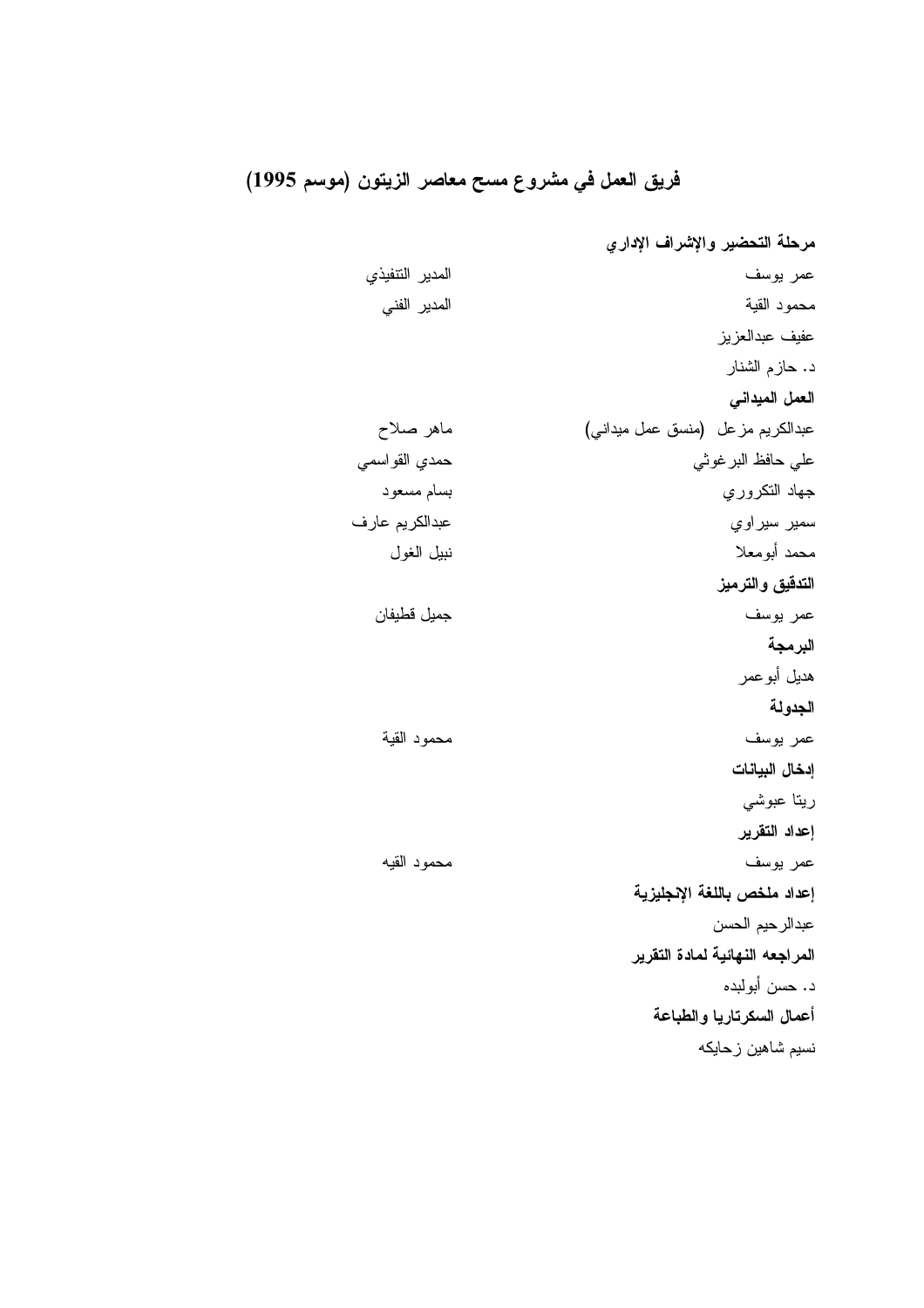## فريق العمل في مشروع مسح معاصر الزيتون (موسم 1995)

**مرحلة التحضير والإشراف الإداري**

| | |
|---|---|
| عمر يوسف | المدير التنفيذي |
| محمود القية | المدير الفني |
| عفيف عبدالعزيز | |
| د. حازم الشنار | |

**العمل الميداني**

| | |
|---|---|
| عبدالكريم مزعل (منسق عمل ميداني) | ماهر صلاح |
| علي حافظ البرغوثي | حمدي القواسمي |
| جهاد التكروري | بسام مسعود |
| سمير سيراوي | عبدالكريم عارف |
| محمد أبومعلا | نبيل الغول |

**التدقيق والترميز**

| | |
|---|---|
| عمر يوسف | جميل قطيفان |

**البرمجة**

هديل أبوعمر

**الجدولة**

| | |
|---|---|
| عمر يوسف | محمود القية |

**إدخال البيانات**

ريتا عبوشي

**إعداد التقرير**

| | |
|---|---|
| عمر يوسف | محمود القيه |

**إعداد ملخص باللغة الإنجليزية**

عبدالرحيم الحسن

**المراجعه النهائية لمادة التقرير**

د. حسن أبولبده

**أعمال السكرتاريا والطباعة**

نسيم شاهين زحايكه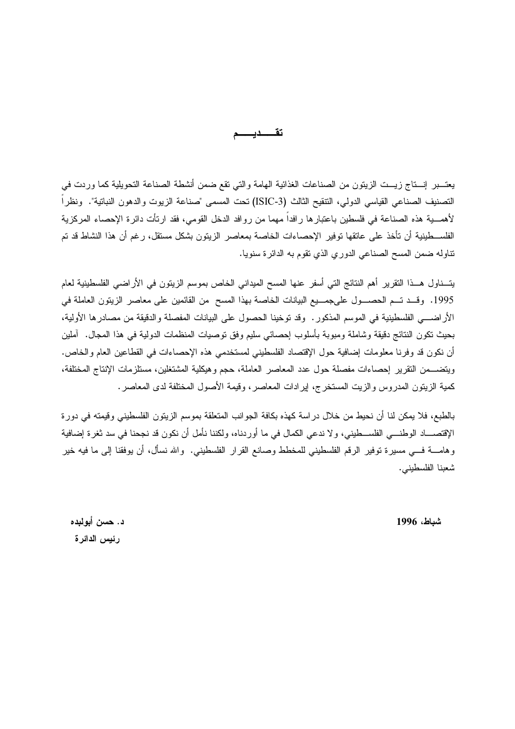# تقديم

يعتبر إنتاج زيت الزيتون من الصناعات الغذائية الهامة والتي تقع ضمن أنشطة الصناعة التحويلية كما وردت في التصنيف الصناعي القياسي الدولي، التنقيح الثالث (ISIC-3) تحت المسمى "صناعة الزيوت والدهون النباتية". ونظراً لأهمية هذه الصناعة في فلسطين باعتبارها رافداً مهما من روافد الدخل القومي، فقد ارتأت دائرة الإحصاء المركزية الفلسطينية أن تأخذ على عاتقها توفير الإحصاءات الخاصة بمعاصر الزيتون بشكل مستقل، رغم أن هذا النشاط قد تم تناوله ضمن المسح الصناعي الدوري الذي تقوم به الدائرة سنويا.

يتناول هذا التقرير أهم النتائج التي أسفر عنها المسح الميداني الخاص بموسم الزيتون في الأراضي الفلسطينية لعام 1995. وقد تم الحصول على جميع البيانات الخاصة بهذا المسح من القائمين على معاصر الزيتون العاملة في الأراضي الفلسطينية في الموسم المذكور. وقد توخينا الحصول على البيانات المفصلة والدقيقة من مصادرها الأولية، بحيث تكون النتائج دقيقة وشاملة ومبوبة بأسلوب إحصائي سليم وفق توصيات المنظمات الدولية في هذا المجال. آملين أن نكون قد وفرنا معلومات إضافية حول الإقتصاد الفلسطيني لمستخدمي هذه الإحصاءات في القطاعين العام والخاص. ويتضمن التقرير إحصاءات مفصلة حول عدد المعاصر العاملة، حجم وهيكلية المشتغلين، مستلزمات الإنتاج المختلفة، كمية الزيتون المدروس والزيت المستخرج، إيرادات المعاصر، وقيمة الأصول المختلفة لدى المعاصر.

بالطبع، فلا يمكن لنا أن نحيط من خلال دراسة كهذه بكافة الجوانب المتعلقة بموسم الزيتون الفلسطيني وقيمته في دورة الإقتصاد الوطني الفلسطيني، ولا ندعي الكمال في ما أوردناه، ولكننا نأمل أن نكون قد نجحنا في سد ثغرة إضافية وهامة في مسيرة توفير الرقم الفلسطيني للمخطط وصانع القرار الفلسطيني. والله نسأل، أن يوفقنا إلى ما فيه خير شعبنا الفلسطيني.

**د. حسن أبولبده**
**رئيس الدائرة**

**شباط، 1996**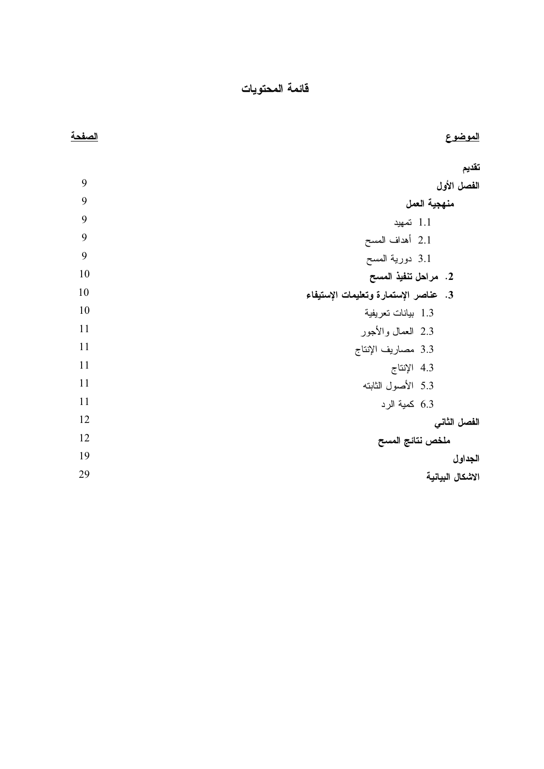# قائمة المحتويات

| الموضوع | الصفحة |
| --- | --- |
| **تقديم** | |
| **الفصل الأول** | 9 |
| **منهجية العمل** | 9 |
| 1.1 تمهيد | 9 |
| 2.1 أهداف المسح | 9 |
| 3.1 دورية المسح | 9 |
| **2. مراحل تنفيذ المسح** | 10 |
| **3. عناصر الإستمارة وتعليمات الإستيفاء** | 10 |
| 1.3 بيانات تعريفية | 10 |
| 2.3 العمال والأجور | 11 |
| 3.3 مصاريف الإنتاج | 11 |
| 4.3 الإنتاج | 11 |
| 5.3 الأصول الثابته | 11 |
| 6.3 كمية الرد | 11 |
| **الفصل الثاني** | 12 |
| **ملخص نتائج المسح** | 12 |
| **الجداول** | 19 |
| **الاشكال البيانية** | 29 |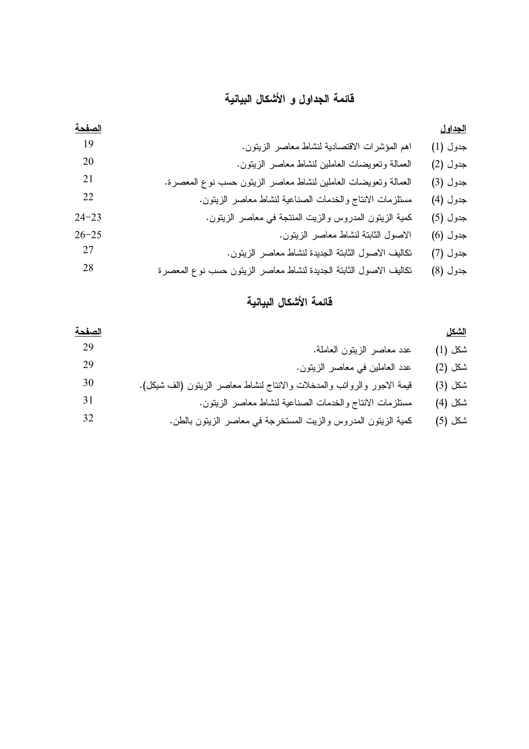## قائمة الجداول و الأشكال البيانية

| الجداول | | الصفحة |
|---|---|---|
| جدول (1) | اهم المؤشرات الاقتصادية لنشاط معاصر الزيتون. | 19 |
| جدول (2) | العمالة وتعويضات العاملين لنشاط معاصر الزيتون. | 20 |
| جدول (3) | العمالة وتعويضات العاملين لنشاط معاصر الزيتون حسب نوع المعصرة. | 21 |
| جدول (4) | مستلزمات الانتاج والخدمات الصناعية لنشاط معاصر الزيتون. | 22 |
| جدول (5) | كمية الزيتون المدروس والزيت المنتجة في معاصر الزيتون. | 24-23 |
| جدول (6) | الاصول الثابتة لنشاط معاصر الزيتون. | 26-25 |
| جدول (7) | تكاليف الاصول الثابتة الجديدة لنشاط معاصر الزيتون. | 27 |
| جدول (8) | تكاليف الاصول الثابتة الجديدة لنشاط معاصر الزيتون حسب نوع المعصرة | 28 |

## قائمة الأشكال البيانية

| الشكل | | الصفحة |
|---|---|---|
| شكل (1) | عدد معاصر الزيتون العاملة. | 29 |
| شكل (2) | عدد العاملين في معاصر الزيتون. | 29 |
| شكل (3) | قيمة الاجور والرواتب والمدخلات والانتاج لنشاط معاصر الزيتون (الف شيكل). | 30 |
| شكل (4) | مستلزمات الانتاج والخدمات الصناعية لنشاط معاصر الزيتون. | 31 |
| شكل (5) | كمية الزيتون المدروس والزيت المستخرجة في معاصر الزيتون بالطن. | 32 |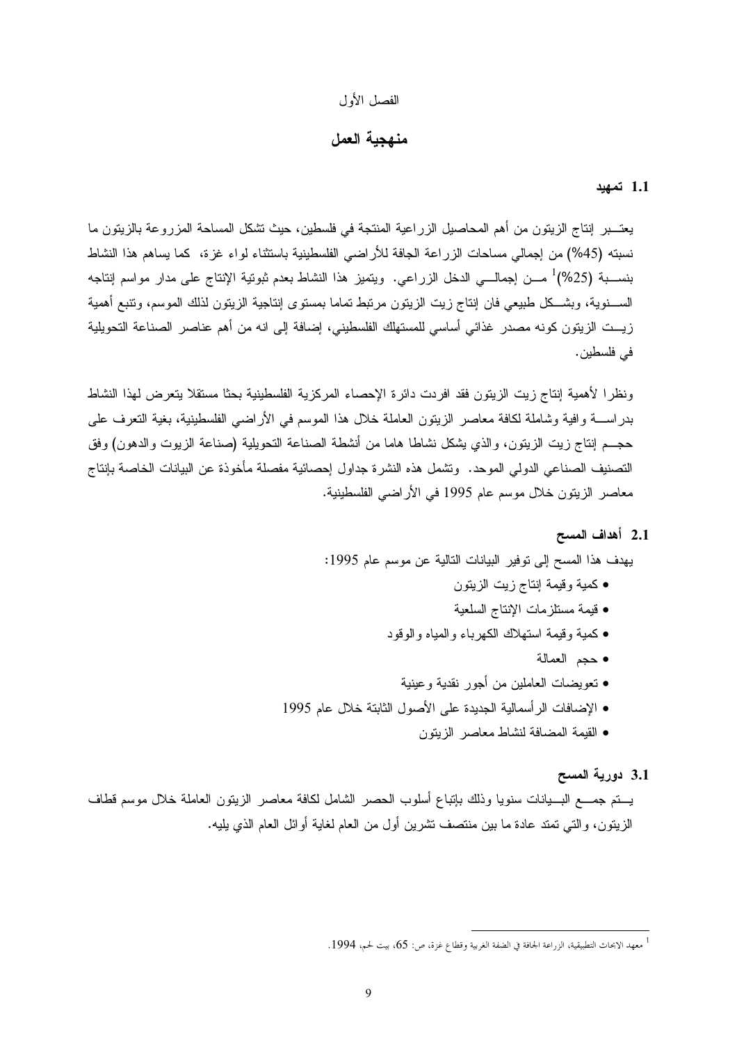الفصل الأول

# منهجية العمل

## 1.1 تمهيد

يعتبر إنتاج الزيتون من أهم المحاصيل الزراعية المنتجة في فلسطين، حيث تشكل المساحة المزروعة بالزيتون ما نسبته (45%) من إجمالي مساحات الزراعة الجافة للأراضي الفلسطينية باستثناء لواء غزة، كما يساهم هذا النشاط بنسبة (25%)[1] من إجمالي الدخل الزراعي. ويتميز هذا النشاط بعدم ثبوتية الإنتاج على مدار مواسم إنتاجه السنوية، وبشكل طبيعي فان إنتاج زيت الزيتون مرتبط تماما بمستوى إنتاجية الزيتون لذلك الموسم، وتنبع أهمية زيت الزيتون كونه مصدر غذائي أساسي للمستهلك الفلسطيني، إضافة إلى انه من أهم عناصر الصناعة التحويلية في فلسطين.

ونظرا لأهمية إنتاج زيت الزيتون فقد افردت دائرة الإحصاء المركزية الفلسطينية بحثا مستقلا يتعرض لهذا النشاط بدراسة وافية وشاملة لكافة معاصر الزيتون العاملة خلال هذا الموسم في الأراضي الفلسطينية، بغية التعرف على حجم إنتاج زيت الزيتون، والذي يشكل نشاطا هاما من أنشطة الصناعة التحويلية (صناعة الزيوت والدهون) وفق التصنيف الصناعي الدولي الموحد. وتشمل هذه النشرة جداول إحصائية مفصلة مأخوذة عن البيانات الخاصة بإنتاج معاصر الزيتون خلال موسم عام 1995 في الأراضي الفلسطينية.

## 2.1 أهداف المسح

يهدف هذا المسح إلى توفير البيانات التالية عن موسم عام 1995:

- كمية وقيمة إنتاج زيت الزيتون
- قيمة مستلزمات الإنتاج السلعية
- كمية وقيمة استهلاك الكهرباء والمياه والوقود
- حجم العمالة
- تعويضات العاملين من أجور نقدية وعينية
- الإضافات الرأسمالية الجديدة على الأصول الثابتة خلال عام 1995
- القيمة المضافة لنشاط معاصر الزيتون

## 3.1 دورية المسح

يتم جمع البيانات سنويا وذلك بإتباع أسلوب الحصر الشامل لكافة معاصر الزيتون العاملة خلال موسم قطاف الزيتون، والتي تمتد عادة ما بين منتصف تشرين أول من العام لغاية أوائل العام الذي يليه.

---

[1] معهد الابحاث التطبيقية، الزراعة الجافة في الضفة الغربية وقطاع غزة، ص: 65، بيت لحم، 1994.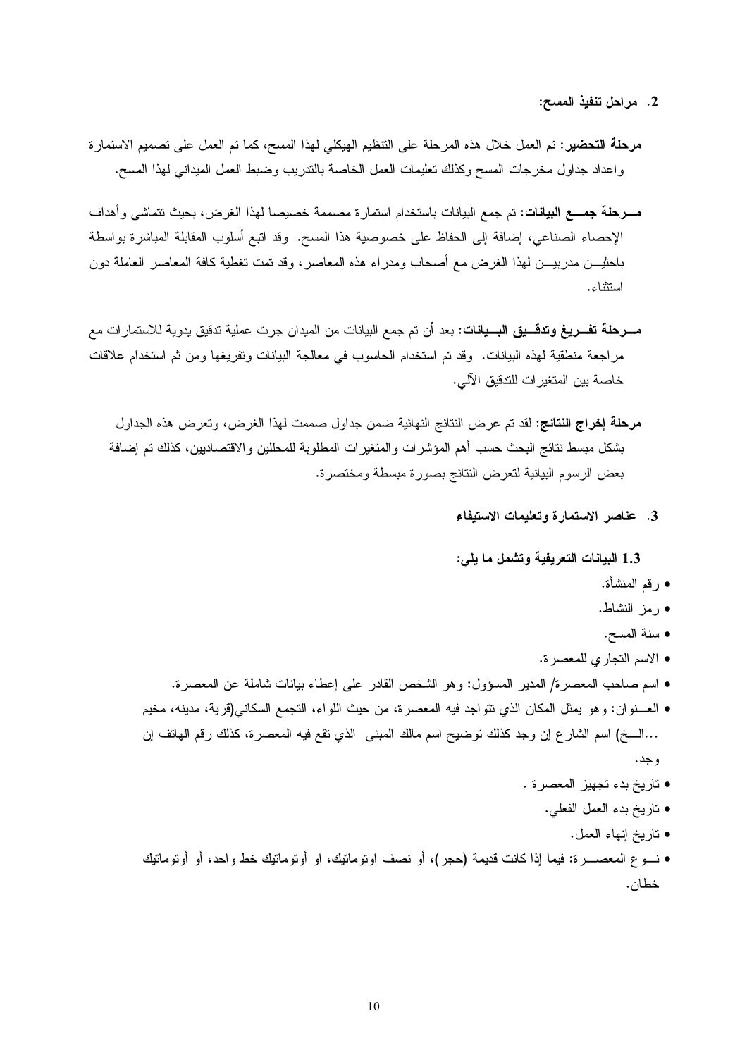## 2. مراحل تنفيذ المسح:

**مرحلة التحضير**: تم العمل خلال هذه المرحلة على التنظيم الهيكلي لهذا المسح، كما تم العمل على تصميم الاستمارة واعداد جداول مخرجات المسح وكذلك تعليمات العمل الخاصة بالتدريب وضبط العمل الميداني لهذا المسح.

**مـــرحلة جمـــع البيانات**: تم جمع البيانات باستخدام استمارة مصممة خصيصا لهذا الغرض، بحيث تتماشى وأهداف الإحصاء الصناعي، إضافة إلى الحفاظ على خصوصية هذا المسح. وقد اتبع أسلوب المقابلة المباشرة بواسطة باحثيـــن مدربيـــن لهذا الغرض مع أصحاب ومدراء هذه المعاصر، وقد تمت تغطية كافة المعاصر العاملة دون استثناء.

**مـــرحلة تفـــريغ وتدقـــيق البـــيانات**: بعد أن تم جمع البيانات من الميدان جرت عملية تدقيق يدوية للاستمارات مع مراجعة منطقية لهذه البيانات. وقد تم استخدام الحاسوب في معالجة البيانات وتفريغها ومن ثم استخدام علاقات خاصة بين المتغيرات للتدقيق الآلي.

**مرحلة إخراج النتائج**: لقد تم عرض النتائج النهائية ضمن جداول صممت لهذا الغرض، وتعرض هذه الجداول بشكل مبسط نتائج البحث حسب أهم المؤشرات والمتغيرات المطلوبة للمحللين والاقتصاديين، كذلك تم إضافة بعض الرسوم البيانية لتعرض النتائج بصورة مبسطة ومختصرة.

## 3. عناصر الاستمارة وتعليمات الاستيفاء

### 1.3 البيانات التعريفية وتشمل ما يلي:

- رقم المنشأة.
- رمز النشاط.
- سنة المسح.
- الاسم التجاري للمعصرة.
- اسم صاحب المعصرة/ المدير المسؤول: وهو الشخص القادر على إعطاء بيانات شاملة عن المعصرة.
- العـــنوان: وهو يمثل المكان الذي تتواجد فيه المعصرة، من حيث اللواء، التجمع السكاني(قرية، مدينه، مخيم ...الـــخ) اسم الشارع إن وجد كذلك توضيح اسم مالك المبنى الذي تقع فيه المعصرة، كذلك رقم الهاتف إن وجد.
- تاريخ بدء تجهيز المعصرة .
- تاريخ بدء العمل الفعلي.
- تاريخ إنهاء العمل.
- نـــوع المعصـــرة: فيما إذا كانت قديمة (حجر)، أو نصف اوتوماتيك، او أوتوماتيك خط واحد، أو أوتوماتيك خطان.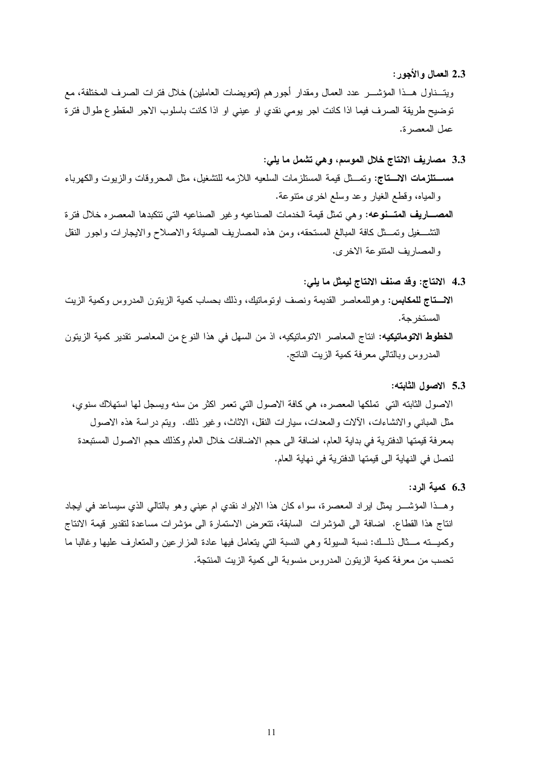### 2.3 العمال والأجور:

ويتـــناول هـــذا المؤشـــر عدد العمال ومقدار أجورهم (تعويضات العاملين) خلال فترات الصرف المختلفة، مع توضيح طريقة الصرف فيما اذا كانت اجر يومي نقدي او عيني او اذا كانت باسلوب الاجر المقطوع طوال فترة عمل المعصرة.

### 3.3 مصاريف الانتاج خلال الموسم، وهي تشمل ما يلي:

**مســـتلزمات الانـــتاج:** وتمـــثل قيمة المستلزمات السلعيه اللازمه للتشغيل، مثل المحروقات والزيوت والكهرباء والمياه، وقطع الغيار وعد وسلع اخرى متنوعة.

**المصـــاريف المتـــنوعه:** وهي تمثل قيمة الخدمات الصناعيه وغير الصناعيه التي تتكبدها المعصره خلال فترة التشـــغيل وتمـــثل كافة المبالغ المستحقه، ومن هذه المصاريف الصيانة والاصلاح والايجارات واجور النقل والمصاريف المتنوعة الاخرى.

### 4.3 الانتاج: وقد صنف الانتاج ليمثل ما يلي:

**الانـــتاج للمكابس:** وهوللمعاصر القديمة ونصف اوتوماتيك، وذلك بحساب كمية الزيتون المدروس وكمية الزيت المستخرجة.

**الخطوط الاتوماتيكيه:** انتاج المعاصر الاتوماتيكيه، اذ من السهل في هذا النوع من المعاصر تقدير كمية الزيتون المدروس وبالتالي معرفة كمية الزيت الناتج.

### 5.3 الاصول الثابته:

الاصول الثابته التي تملكها المعصره، هي كافة الاصول التي تعمر اكثر من سنه ويسجل لها استهلاك سنوي، مثل المباني والانشاءات، الآلات والمعدات، سيارات النقل، الاثاث، وغير ذلك. ويتم دراسة هذه الاصول بمعرفة قيمتها الدفترية في بداية العام، اضافة الى حجم الاضافات خلال العام وكذلك حجم الاصول المستبعدة لنصل في النهاية الى قيمتها الدفترية في نهاية العام.

### 6.3 كمية الرد:

وهـــذا المؤشـــر يمثل ايراد المعصرة، سواء كان هذا الايراد نقدي ام عيني وهو بالتالي الذي سيساعد في ايجاد انتاج هذا القطاع. اضافة الى المؤشرات السابقة، تتعرض الاستمارة الى مؤشرات مساعدة لتقدير قيمة الانتاج وكميـــته مـــثال ذلـــك: نسبة السيولة وهي النسبة التي يتعامل فيها عادة المزارعين والمتعارف عليها وغالبا ما تحسب من معرفة كمية الزيتون المدروس منسوبة الى كمية الزيت المنتجة.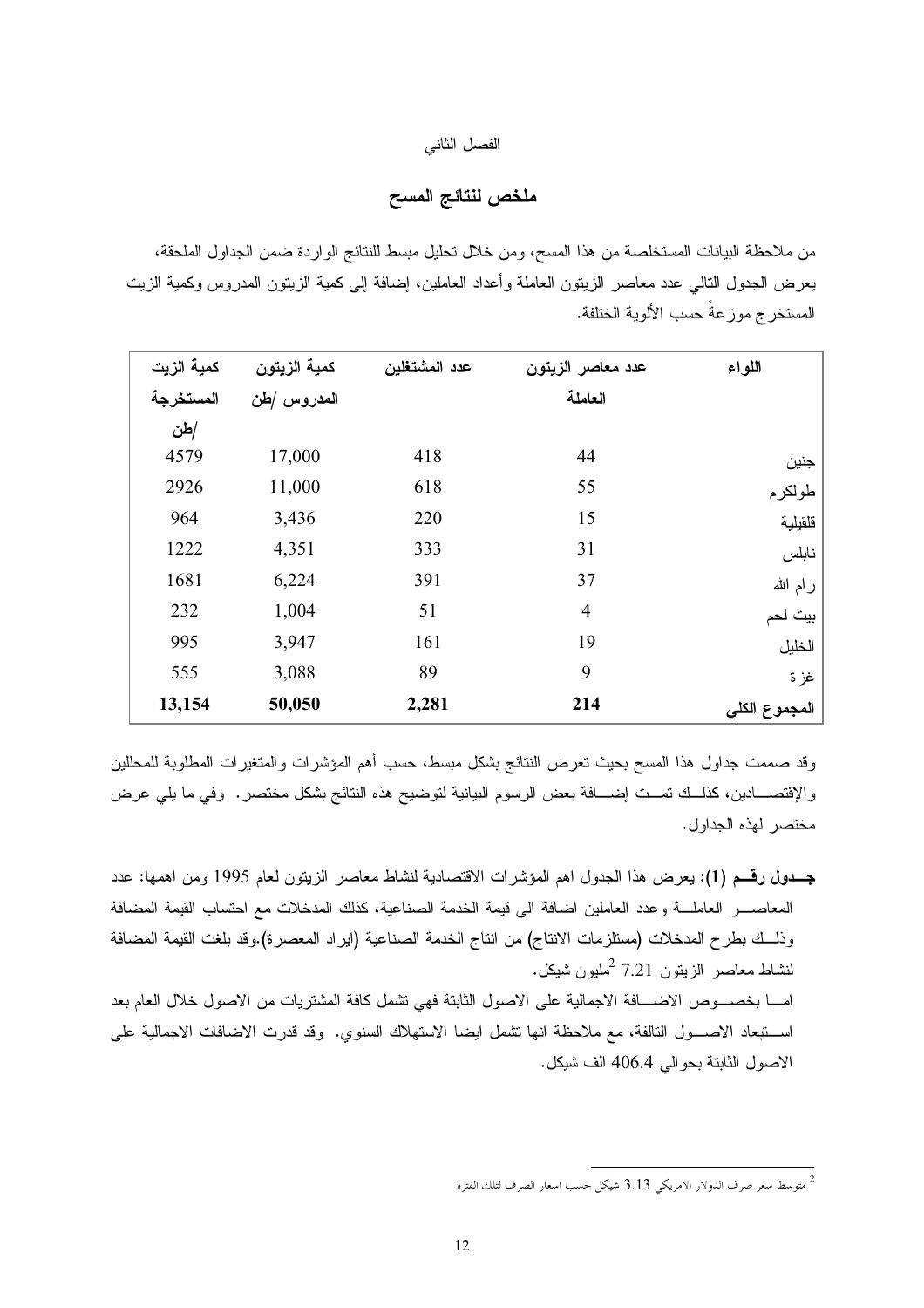الفصل الثاني

## ملخص لنتائج المسح

من ملاحظة البيانات المستخلصة من هذا المسح، ومن خلال تحليل مبسط للنتائج الواردة ضمن الجداول الملحقة، يعرض الجدول التالي عدد معاصر الزيتون العاملة وأعداد العاملين، إضافة إلى كمية الزيتون المدروس وكمية الزيت المستخرج موزعةً حسب الألوية الختلفة.

| اللواء | عدد معاصر الزيتون العاملة | عدد المشتغلين | كمية الزيتون المدروس /طن | كمية الزيت المستخرجة /طن |
|---|---|---|---|---|
| جنين | 44 | 418 | 17,000 | 4579 |
| طولكرم | 55 | 618 | 11,000 | 2926 |
| قلقيلية | 15 | 220 | 3,436 | 964 |
| نابلس | 31 | 333 | 4,351 | 1222 |
| رام الله | 37 | 391 | 6,224 | 1681 |
| بيت لحم | 4 | 51 | 1,004 | 232 |
| الخليل | 19 | 161 | 3,947 | 995 |
| غزة | 9 | 89 | 3,088 | 555 |
| **المجموع الكلي** | **214** | **2,281** | **50,050** | **13,154** |

وقد صممت جداول هذا المسح بحيث تعرض النتائج بشكل مبسط، حسب أهم المؤشرات والمتغيرات المطلوبة للمحللين والإقتصاديين، كذلك تمت إضافة بعض الرسوم البيانية لتوضيح هذه النتائج بشكل مختصر. وفي ما يلي عرض مختصر لهذه الجداول.

**جدول رقم (1)**: يعرض هذا الجدول اهم المؤشرات الاقتصادية لنشاط معاصر الزيتون لعام 1995 ومن اهمها: عدد المعاصر العاملة وعدد العاملين اضافة الى قيمة الخدمة الصناعية، كذلك المدخلات مع احتساب القيمة المضافة وذلك بطرح المدخلات (مستلزمات الانتاج) من انتاج الخدمة الصناعية (ايراد المعصرة).وقد بلغت القيمة المضافة لنشاط معاصر الزيتون 7.21 [2]مليون شيكل.

اما بخصوص الاضافة الاجمالية على الاصول الثابتة فهي تشمل كافة المشتريات من الاصول خلال العام بعد استبعاد الاصول التالفة، مع ملاحظة انها تشمل ايضا الاستهلاك السنوي. وقد قدرت الاضافات الاجمالية على الاصول الثابتة بحوالي 406.4 الف شيكل.

---

[2] متوسط سعر صرف الدولار الامريكي 3.13 شيكل حسب اسعار الصرف لتلك الفترة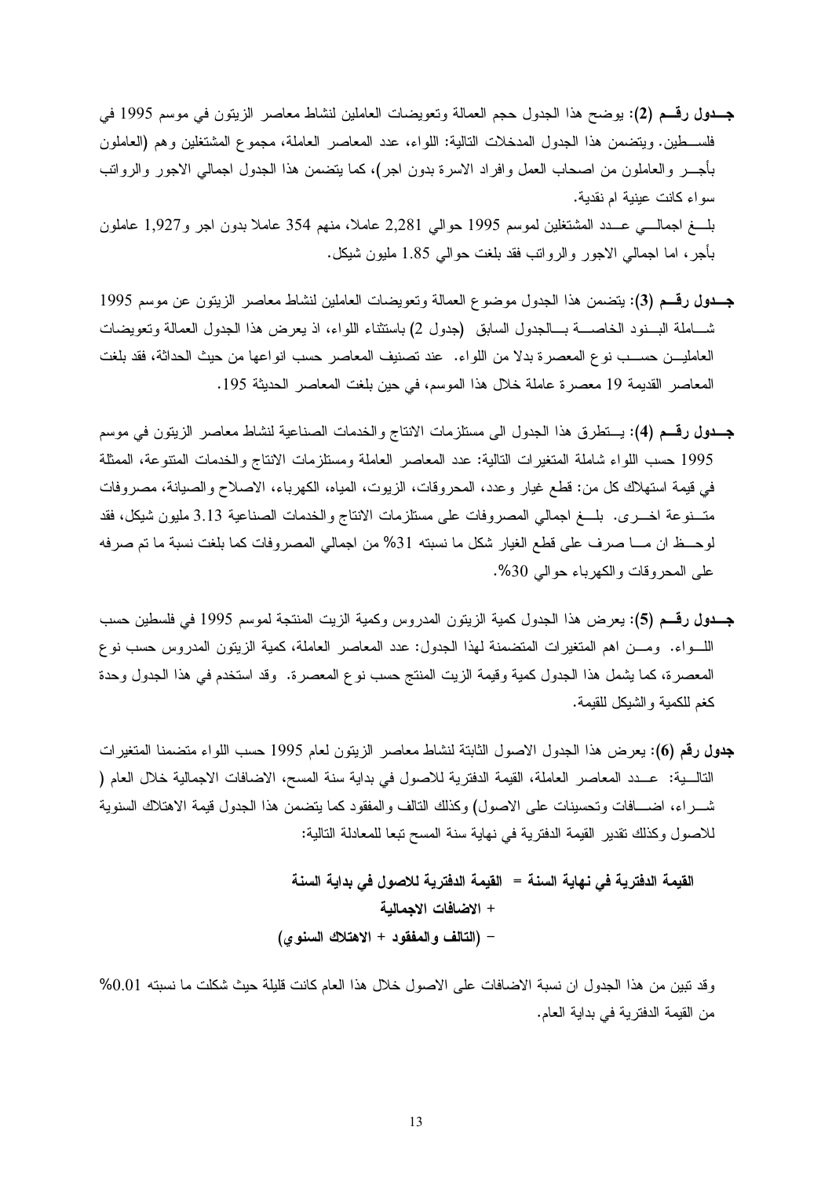**جـــدول رقـــم (2)**: يوضح هذا الجدول حجم العمالة وتعويضات العاملين لنشاط معاصر الزيتون في موسم 1995 في فلســطين. ويتضمن هذا الجدول المدخلات التالية: اللواء، عدد المعاصر العاملة، مجموع المشتغلين وهم (العاملون بأجـــر والعاملون من اصحاب العمل وافراد الاسرة بدون اجر)، كما يتضمن هذا الجدول اجمالي الاجور والرواتب سواء كانت عينية ام نقدية.

بلـــغ اجمالـــي عـــدد المشتغلين لموسم 1995 حوالي 2,281 عاملا، منهم 354 عاملا بدون اجر و1,927 عاملون بأجر، اما اجمالي الاجور والرواتب فقد بلغت حوالي 1.85 مليون شيكل.

**جـــدول رقـــم (3)**: يتضمن هذا الجدول موضوع العمالة وتعويضات العاملين لنشاط معاصر الزيتون عن موسم 1995 شـــاملة البـــنود الخاصــــة بـــالجدول السابق (جدول 2) باستثناء اللواء، اذ يعرض هذا الجدول العمالة وتعويضات العامليـــن حســـب نوع المعصرة بدلا من اللواء. عند تصنيف المعاصر حسب انواعها من حيث الحداثة، فقد بلغت المعاصر القديمة 19 معصرة عاملة خلال هذا الموسم، في حين بلغت المعاصر الحديثة 195.

**جـــدول رقـــم (4)**: يـــتطرق هذا الجدول الى مستلزمات الانتاج والخدمات الصناعية لنشاط معاصر الزيتون في موسم 1995 حسب اللواء شاملة المتغيرات التالية: عدد المعاصر العاملة ومستلزمات الانتاج والخدمات المتنوعة، الممثلة في قيمة استهلاك كل من: قطع غيار وعدد، المحروقات، الزيوت، المياه، الكهرباء، الاصلاح والصيانة، مصروفات متـــنوعة اخـــرى. بلـــغ اجمالي المصروفات على مستلزمات الانتاج والخدمات الصناعية 3.13 مليون شيكل، فقد لوحـــظ ان مــــا صرف على قطع الغيار شكل ما نسبته 31% من اجمالي المصروفات كما بلغت نسبة ما تم صرفه على المحروقات والكهرباء حوالي 30%.

**جـــدول رقـــم (5)**: يعرض هذا الجدول كمية الزيتون المدروس وكمية الزيت المنتجة لموسم 1995 في فلسطين حسب اللـــواء. ومـــن اهم المتغيرات المتضمنة لهذا الجدول: عدد المعاصر العاملة، كمية الزيتون المدروس حسب نوع المعصرة، كما يشمل هذا الجدول كمية وقيمة الزيت المنتج حسب نوع المعصرة. وقد استخدم في هذا الجدول وحدة كغم للكمية والشيكل للقيمة.

**جدول رقم (6)**: يعرض هذا الجدول الاصول الثابتة لنشاط معاصر الزيتون لعام 1995 حسب اللواء متضمنا المتغيرات التالـــية: عـــدد المعاصر العاملة، القيمة الدفترية للاصول في بداية سنة المسح، الاضافات الاجمالية خلال العام ( شــــراء، اضـــافات وتحسينات على الاصول) وكذلك التالف والمفقود كما يتضمن هذا الجدول قيمة الاهتلاك السنوية للاصول وكذلك تقدير القيمة الدفترية في نهاية سنة المسح تبعا للمعادلة التالية:

**القيمة الدفترية في نهاية السنة = القيمة الدفترية للاصول في بداية السنة**
**+ الاضافات الاجمالية**
**− (التالف والمفقود + الاهتلاك السنوي)**

وقد تبين من هذا الجدول ان نسبة الاضافات على الاصول خلال هذا العام كانت قليلة حيث شكلت ما نسبته 0.01% من القيمة الدفترية في بداية العام.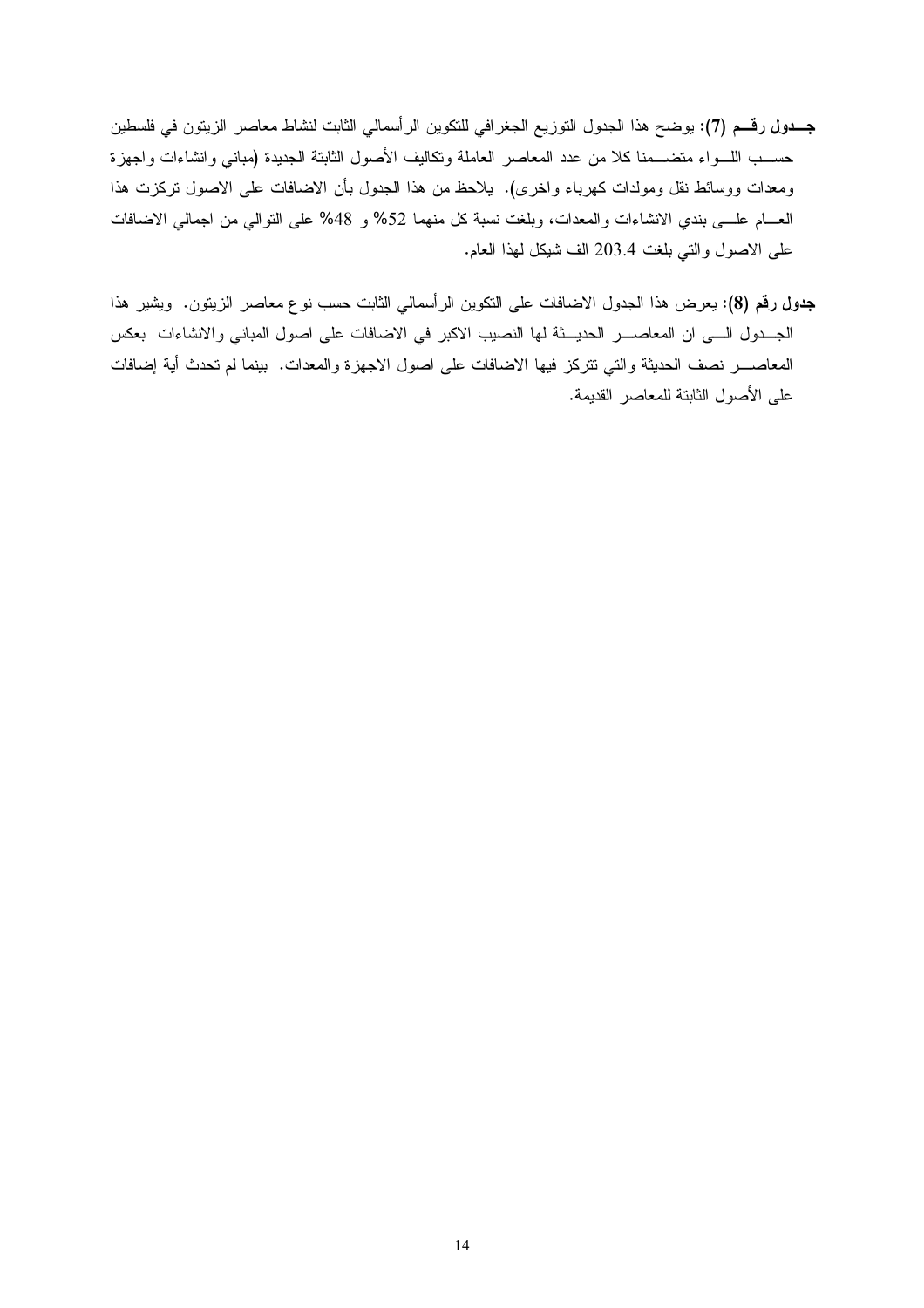**جـــدول رقـــم (7):** يوضح هذا الجدول التوزيع الجغرافي للتكوين الرأسمالي الثابت لنشاط معاصر الزيتون في فلسطين حســب اللـــواء متضـــمنا كلا من عدد المعاصر العاملة وتكاليف الأصول الثابتة الجديدة (مباني وانشاءات واجهزة ومعدات ووسائط نقل ومولدات كهرباء واخرى). يلاحظ من هذا الجدول بأن الاضافات على الاصول تركزت هذا العـــام علـــى بندي الانشاءات والمعدات، وبلغت نسبة كل منهما 52% و 48% على التوالي من اجمالي الاضافات على الاصول والتي بلغت 203.4 الف شيكل لهذا العام.

**جدول رقم (8):** يعرض هذا الجدول الاضافات على التكوين الرأسمالي الثابت حسب نوع معاصر الزيتون. ويشير هذا الجـــدول الـــى ان المعاصـــر الحديـــثة لها النصيب الاكبر في الاضافات على اصول المباني والانشاءات بعكس المعاصـــر نصف الحديثة والتي تتركز فيها الاضافات على اصول الاجهزة والمعدات. بينما لم تحدث أية إضافات على الأصول الثابتة للمعاصر القديمة.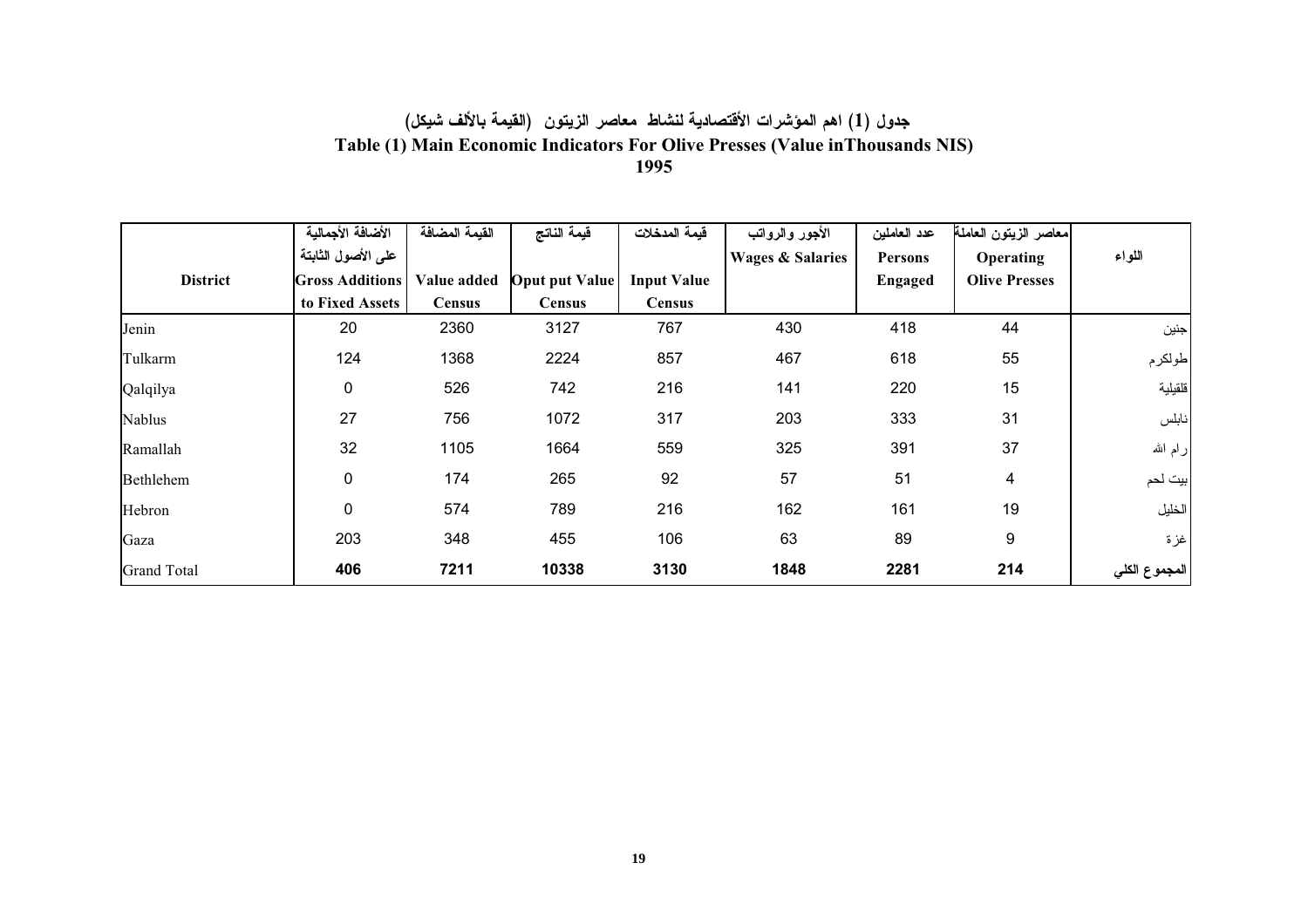# جدول (1) اهم المؤشرات الأقتصادية لنشاط معاصر الزيتون (القيمة بالألف شيكل)

# Table (1) Main Economic Indicators For Olive Presses (Value inThousands NIS)

# 1995

| District | الأضافة الأجمالية على الأصول الثابتة Gross Additions to Fixed Assets | القيمة المضافة Value added Census | قيمة الناتج Oput put Value Census | قيمة المدخلات Input Value Census | الأجور والرواتب Wages & Salaries | عدد العاملين Persons Engaged | معاصر الزيتون العاملة Operating Olive Presses | اللواء |
|---|---|---|---|---|---|---|---|---|
| Jenin | 20 | 2360 | 3127 | 767 | 430 | 418 | 44 | جنين |
| Tulkarm | 124 | 1368 | 2224 | 857 | 467 | 618 | 55 | طولكرم |
| Qalqilya | 0 | 526 | 742 | 216 | 141 | 220 | 15 | قلقيلية |
| Nablus | 27 | 756 | 1072 | 317 | 203 | 333 | 31 | نابلس |
| Ramallah | 32 | 1105 | 1664 | 559 | 325 | 391 | 37 | رام الله |
| Bethlehem | 0 | 174 | 265 | 92 | 57 | 51 | 4 | بيت لحم |
| Hebron | 0 | 574 | 789 | 216 | 162 | 161 | 19 | الخليل |
| Gaza | 203 | 348 | 455 | 106 | 63 | 89 | 9 | غزة |
| Grand Total | **406** | **7211** | **10338** | **3130** | **1848** | **2281** | **214** | **المجموع الكلي** |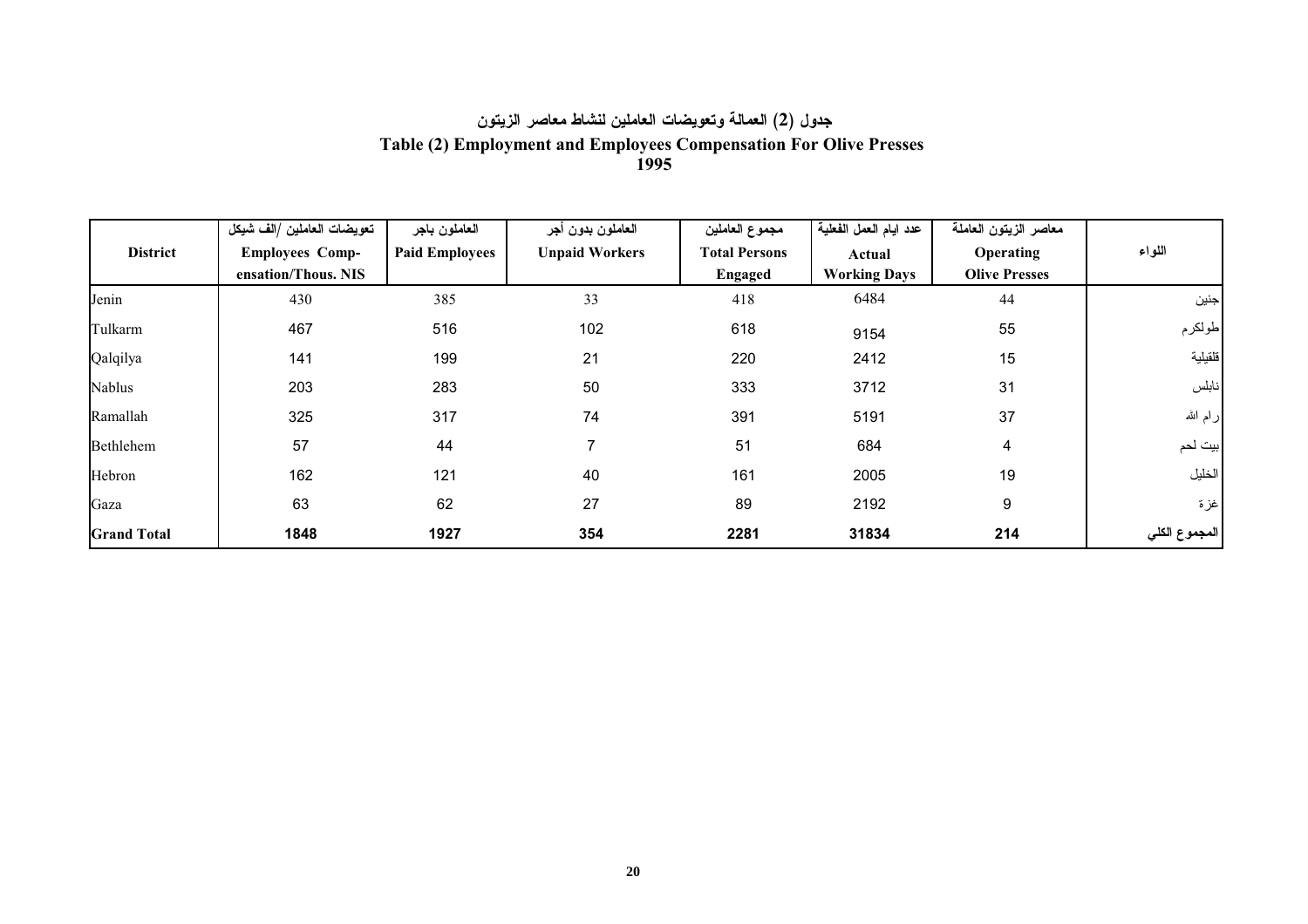# جدول (2) العمالة وتعويضات العاملين لنشاط معاصر الزيتون

# Table (2) Employment and Employees Compensation For Olive Presses

## 1995

| District | تعويضات العاملين /الف شيكل<br>Employees Compensation/Thous. NIS | العاملون باجر<br>Paid Employees | العاملون بدون أجر<br>Unpaid Workers | مجموع العاملين<br>Total Persons Engaged | عدد ايام العمل الفعلية<br>Actual Working Days | معاصر الزيتون العاملة<br>Operating Olive Presses | اللواء |
|---|---|---|---|---|---|---|---|
| Jenin | 430 | 385 | 33 | 418 | 6484 | 44 | جنين |
| Tulkarm | 467 | 516 | 102 | 618 | 9154 | 55 | طولكرم |
| Qalqilya | 141 | 199 | 21 | 220 | 2412 | 15 | قلقيلية |
| Nablus | 203 | 283 | 50 | 333 | 3712 | 31 | نابلس |
| Ramallah | 325 | 317 | 74 | 391 | 5191 | 37 | رام الله |
| Bethlehem | 57 | 44 | 7 | 51 | 684 | 4 | بيت لحم |
| Hebron | 162 | 121 | 40 | 161 | 2005 | 19 | الخليل |
| Gaza | 63 | 62 | 27 | 89 | 2192 | 9 | غزة |
| **Grand Total** | **1848** | **1927** | **354** | **2281** | **31834** | **214** | **المجموع الكلي** |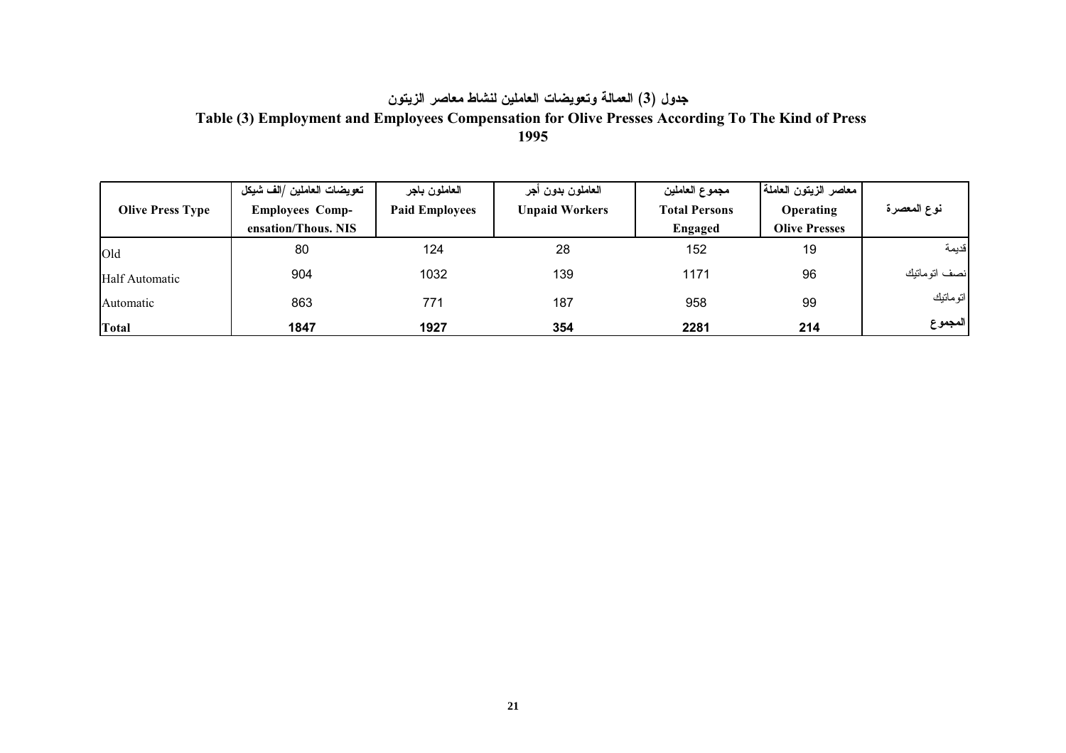## جدول (3) العمالة وتعويضات العاملين لنشاط معاصر الزيتون

## Table (3) Employment and Employees Compensation for Olive Presses According To The Kind of Press

## 1995

| Olive Press Type | تعويضات العاملين /الف شيكل Employees Compensation/Thous. NIS | العاملون باجر Paid Employees | العاملون بدون أجر Unpaid Workers | مجموع العاملين Total Persons Engaged | معاصر الزيتون العاملة Operating Olive Presses | نوع المعصرة |
|---|---|---|---|---|---|---|
| Old | 80 | 124 | 28 | 152 | 19 | قديمة |
| Half Automatic | 904 | 1032 | 139 | 1171 | 96 | نصف اتوماتيك |
| Automatic | 863 | 771 | 187 | 958 | 99 | اتوماتيك |
| **Total** | **1847** | **1927** | **354** | **2281** | **214** | **المجموع** |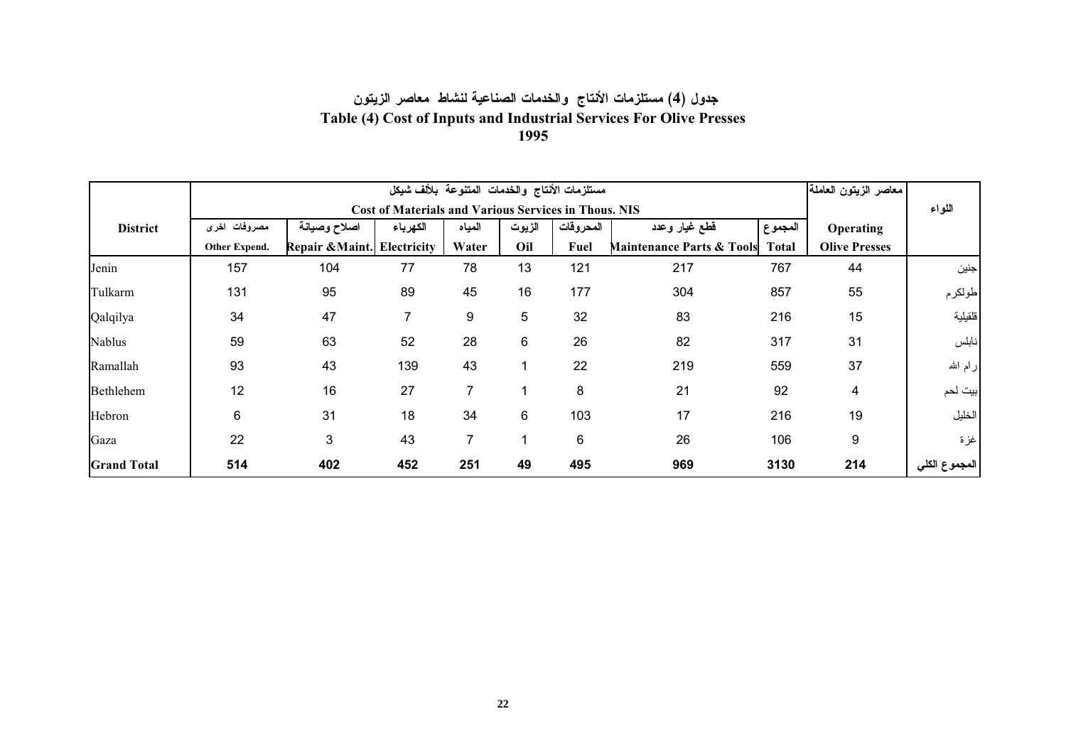# جدول (4) مستلزمات الأنتاج والخدمات الصناعية لنشاط معاصر الزيتون
# Table (4) Cost of Inputs and Industrial Services For Olive Presses
# 1995

| District | مستلزمات الأنتاج والخدمات المتنوعة بلألف شيكل Cost of Materials and Various Services in Thous. NIS | | | | | | | | معاصر الزيتون العاملة | اللواء |
|---|---|---|---|---|---|---|---|---|---|---|
| | مصروفات اخرى Other Expend. | اصلاح وصيانة Repair &Maint. | الكهرباء Electricity | المياه Water | الزيوت Oil | المحروقات Fuel | قطع غيار وعدد Maintenance Parts & Tools | المجموع Total | Operating Olive Presses | |
| Jenin | 157 | 104 | 77 | 78 | 13 | 121 | 217 | 767 | 44 | جنين |
| Tulkarm | 131 | 95 | 89 | 45 | 16 | 177 | 304 | 857 | 55 | طولكرم |
| Qalqilya | 34 | 47 | 7 | 9 | 5 | 32 | 83 | 216 | 15 | قلقيلية |
| Nablus | 59 | 63 | 52 | 28 | 6 | 26 | 82 | 317 | 31 | نابلس |
| Ramallah | 93 | 43 | 139 | 43 | 1 | 22 | 219 | 559 | 37 | رام الله |
| Bethlehem | 12 | 16 | 27 | 7 | 1 | 8 | 21 | 92 | 4 | بيت لحم |
| Hebron | 6 | 31 | 18 | 34 | 6 | 103 | 17 | 216 | 19 | الخليل |
| Gaza | 22 | 3 | 43 | 7 | 1 | 6 | 26 | 106 | 9 | غزة |
| **Grand Total** | **514** | **402** | **452** | **251** | **49** | **495** | **969** | **3130** | **214** | **المجموع الكلي** |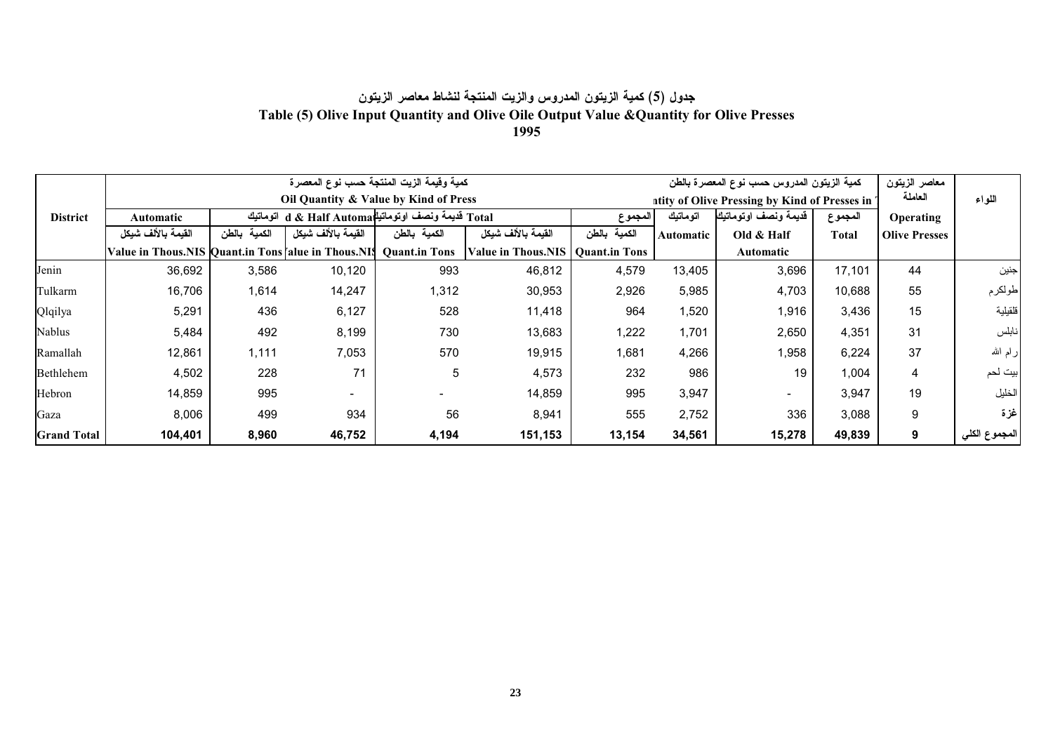**جدول (5) كمية الزيتون المدروس والزيت المنتجة لنشاط معاصر الزيتون**

**Table (5) Olive Input Quantity and Olive Oile Output Value &Quantity for Olive Presses**

**1995**

| District | كمية وقيمة الزيت المنتجة حسب نوع المعصرة Oil Quantity & Value by Kind of Press | | | | | | كمية الزيتون المدروس حسب نوع المعصرة بالطن ntity of Olive Pressing by Kind of Presses in | | | معاصر الزيتون العاملة | اللواء |
|---|---|---|---|---|---|---|---|---|---|---|---|
| | Automatic اتوماتيك | | d & Half Automat قديمة ونصف اوتوماتيك | | Total المجموع | | اتوماتيك | قديمة ونصف اوتوماتيك | المجموع | Operating | |
| | القيمة بالألف شيكل Value in Thous.NIS | الكمية بالطن Quant.in Tons | القيمة بالألف شيكل 'alue in Thous.NIS | الكمية بالطن Quant.in Tons | القيمة بالألف شيكل Value in Thous.NIS | الكمية بالطن Quant.in Tons | Automatic | Old & Half Automatic | Total | Olive Presses | |
| Jenin | 36,692 | 3,586 | 10,120 | 993 | 46,812 | 4,579 | 13,405 | 3,696 | 17,101 | 44 | جنين |
| Tulkarm | 16,706 | 1,614 | 14,247 | 1,312 | 30,953 | 2,926 | 5,985 | 4,703 | 10,688 | 55 | طولكرم |
| Qlqilya | 5,291 | 436 | 6,127 | 528 | 11,418 | 964 | 1,520 | 1,916 | 3,436 | 15 | قلقيلية |
| Nablus | 5,484 | 492 | 8,199 | 730 | 13,683 | 1,222 | 1,701 | 2,650 | 4,351 | 31 | نابلس |
| Ramallah | 12,861 | 1,111 | 7,053 | 570 | 19,915 | 1,681 | 4,266 | 1,958 | 6,224 | 37 | رام الله |
| Bethlehem | 4,502 | 228 | 71 | 5 | 4,573 | 232 | 986 | 19 | 1,004 | 4 | بيت لحم |
| Hebron | 14,859 | 995 | - | - | 14,859 | 995 | 3,947 | - | 3,947 | 19 | الخليل |
| Gaza | 8,006 | 499 | 934 | 56 | 8,941 | 555 | 2,752 | 336 | 3,088 | 9 | غزة |
| **Grand Total** | **104,401** | **8,960** | **46,752** | **4,194** | **151,153** | **13,154** | **34,561** | **15,278** | **49,839** | **9** | **المجموع الكلي** |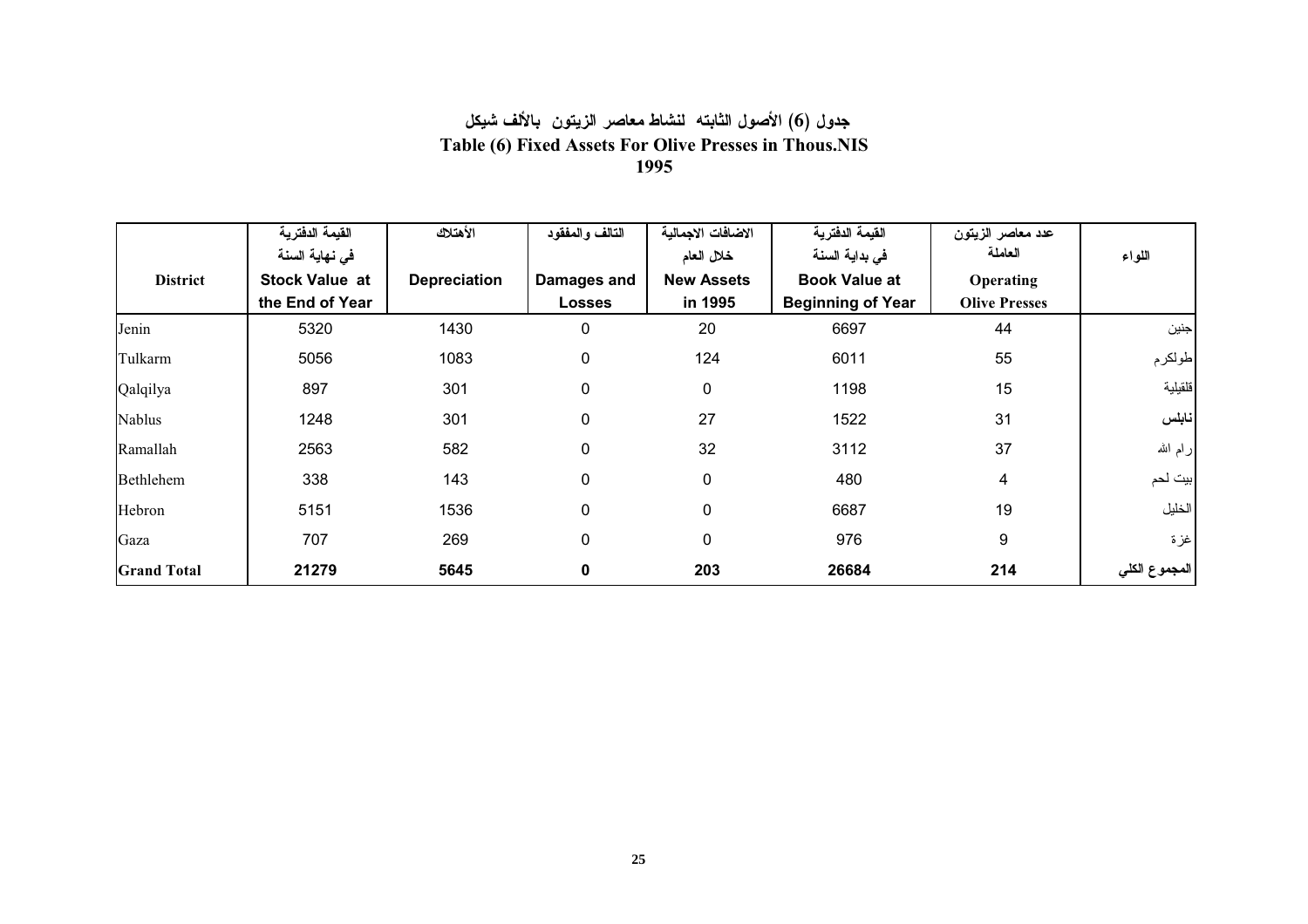# جدول (6) الأصول الثابته لنشاط معاصر الزيتون بالألف شيكل
# Table (6) Fixed Assets For Olive Presses in Thous.NIS
# 1995

| District | القيمة الدفترية في نهاية السنة<br>Stock Value at the End of Year | الأهتلاك<br>Depreciation | التالف والمفقود<br>Damages and Losses | الاضافات الاجمالية خلال العام<br>New Assets in 1995 | القيمة الدفترية في بداية السنة<br>Book Value at Beginning of Year | عدد معاصر الزيتون العاملة<br>Operating Olive Presses | اللواء |
|---|---|---|---|---|---|---|---|
| Jenin | 5320 | 1430 | 0 | 20 | 6697 | 44 | جنين |
| Tulkarm | 5056 | 1083 | 0 | 124 | 6011 | 55 | طولكرم |
| Qalqilya | 897 | 301 | 0 | 0 | 1198 | 15 | قلقيلية |
| Nablus | 1248 | 301 | 0 | 27 | 1522 | 31 | نابلس |
| Ramallah | 2563 | 582 | 0 | 32 | 3112 | 37 | رام الله |
| Bethlehem | 338 | 143 | 0 | 0 | 480 | 4 | بيت لحم |
| Hebron | 5151 | 1536 | 0 | 0 | 6687 | 19 | الخليل |
| Gaza | 707 | 269 | 0 | 0 | 976 | 9 | غزة |
| **Grand Total** | **21279** | **5645** | **0** | **203** | **26684** | **214** | **المجموع الكلي** |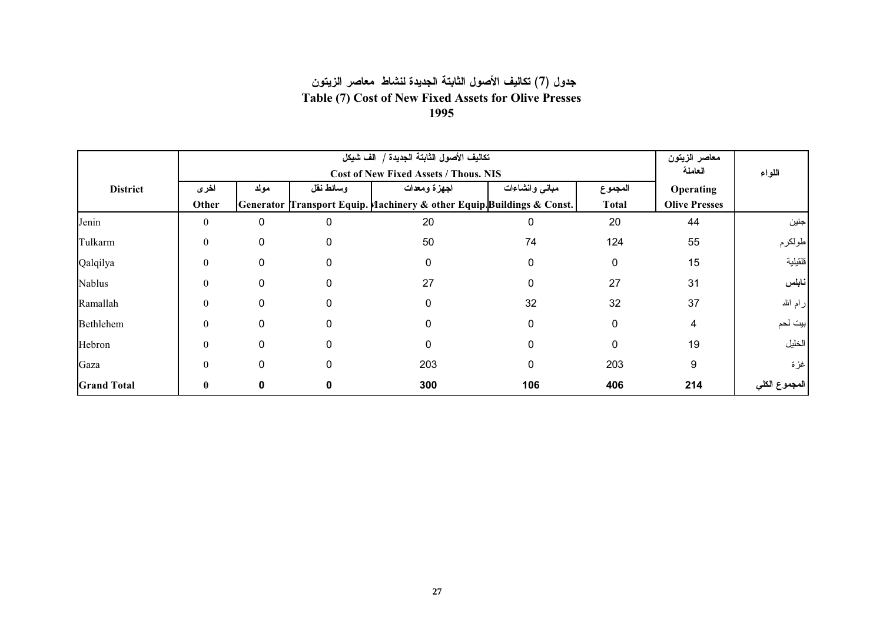# جدول (7) تكاليف الأصول الثابتة الجديدة لنشاط معاصر الزيتون
# Table (7) Cost of New Fixed Assets for Olive Presses
# 1995

| District | تكاليف الأصول الثابتة الجديدة / الف شيكل Cost of New Fixed Assets / Thous. NIS | | | | | | معاصر الزيتون العاملة | اللواء |
|---|---|---|---|---|---|---|---|---|
| | اخرى Other | مولد Generator | وسائط نقل Transport Equip. | اجهزة ومعدات Machinery & other Equip. | مباني وانشاءات Buildings & Const. | المجموع Total | Operating Olive Presses | |
| Jenin | 0 | 0 | 0 | 20 | 0 | 20 | 44 | جنين |
| Tulkarm | 0 | 0 | 0 | 50 | 74 | 124 | 55 | طولكرم |
| Qalqilya | 0 | 0 | 0 | 0 | 0 | 0 | 15 | قلقيلية |
| Nablus | 0 | 0 | 0 | 27 | 0 | 27 | 31 | نابلس |
| Ramallah | 0 | 0 | 0 | 0 | 32 | 32 | 37 | رام الله |
| Bethlehem | 0 | 0 | 0 | 0 | 0 | 0 | 4 | بيت لحم |
| Hebron | 0 | 0 | 0 | 0 | 0 | 0 | 19 | الخليل |
| Gaza | 0 | 0 | 0 | 203 | 0 | 203 | 9 | غزة |
| **Grand Total** | **0** | **0** | **0** | **300** | **106** | **406** | **214** | **المجموع الكلي** |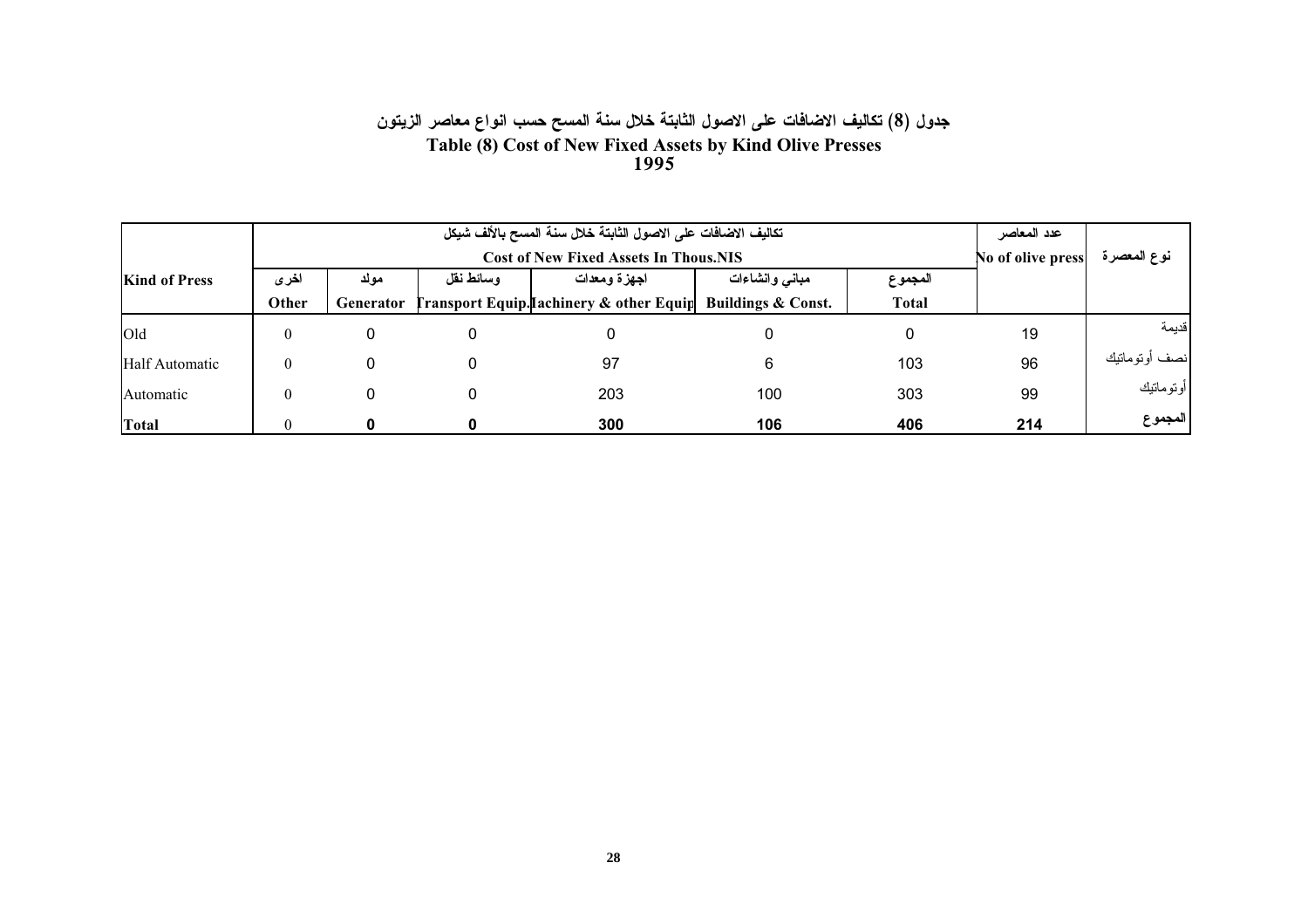# جدول (8) تكاليف الاضافات على الاصول الثابتة خلال سنة المسح حسب انواع معاصر الزيتون

# Table (8) Cost of New Fixed Assets by Kind Olive Presses

# 1995

| Kind of Press | تكاليف الاضافات على الاصول الثابتة خلال سنة المسح بالألف شيكل Cost of New Fixed Assets In Thous.NIS | | | | | | عدد المعاصر No of olive press | نوع المعصرة |
|---|---|---|---|---|---|---|---|---|
| | اخرى Other | مولد Generator | وسائط نقل Transport Equip. | اجهزة ومعدات Machinery & other Equip | مباني وانشاءات Buildings & Const. | المجموع Total | | |
| Old | 0 | 0 | 0 | 0 | 0 | 0 | 19 | قديمة |
| Half Automatic | 0 | 0 | 0 | 97 | 6 | 103 | 96 | نصف أوتوماتيك |
| Automatic | 0 | 0 | 0 | 203 | 100 | 303 | 99 | أوتوماتيك |
| **Total** | 0 | **0** | **0** | **300** | **106** | **406** | **214** | **المجموع** |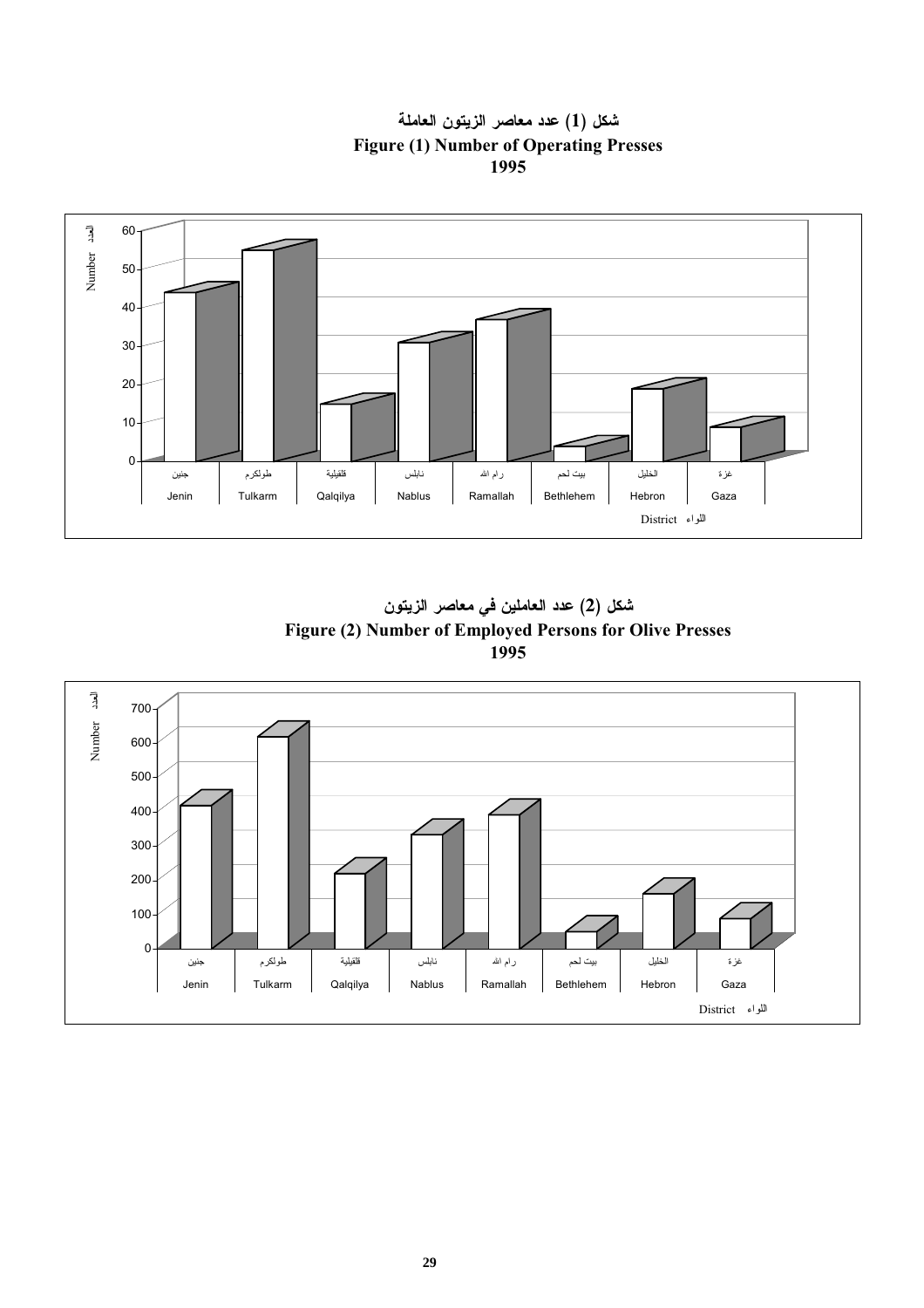**شكل (1) عدد معاصر الزيتون العاملة**

**Figure (1) Number of Operating Presses**

**1995**

العدد Number

| جنين | طولكرم | قلقيلية | نابلس | رام الله | بيت لحم | الخليل | غزة |
|---|---|---|---|---|---|---|---|
| Jenin | Tulkarm | Qalqilya | Nablus | Ramallah | Bethlehem | Hebron | Gaza |

District اللواء

**شكل (2) عدد العاملين في معاصر الزيتون**

**Figure (2) Number of Employed Persons for Olive Presses**

**1995**

العدد Number

| جنين | طولكرم | قلقيلية | نابلس | رام الله | بيت لحم | الخليل | غزة |
|---|---|---|---|---|---|---|---|
| Jenin | Tulkarm | Qalqilya | Nablus | Ramallah | Bethlehem | Hebron | Gaza |

District اللواء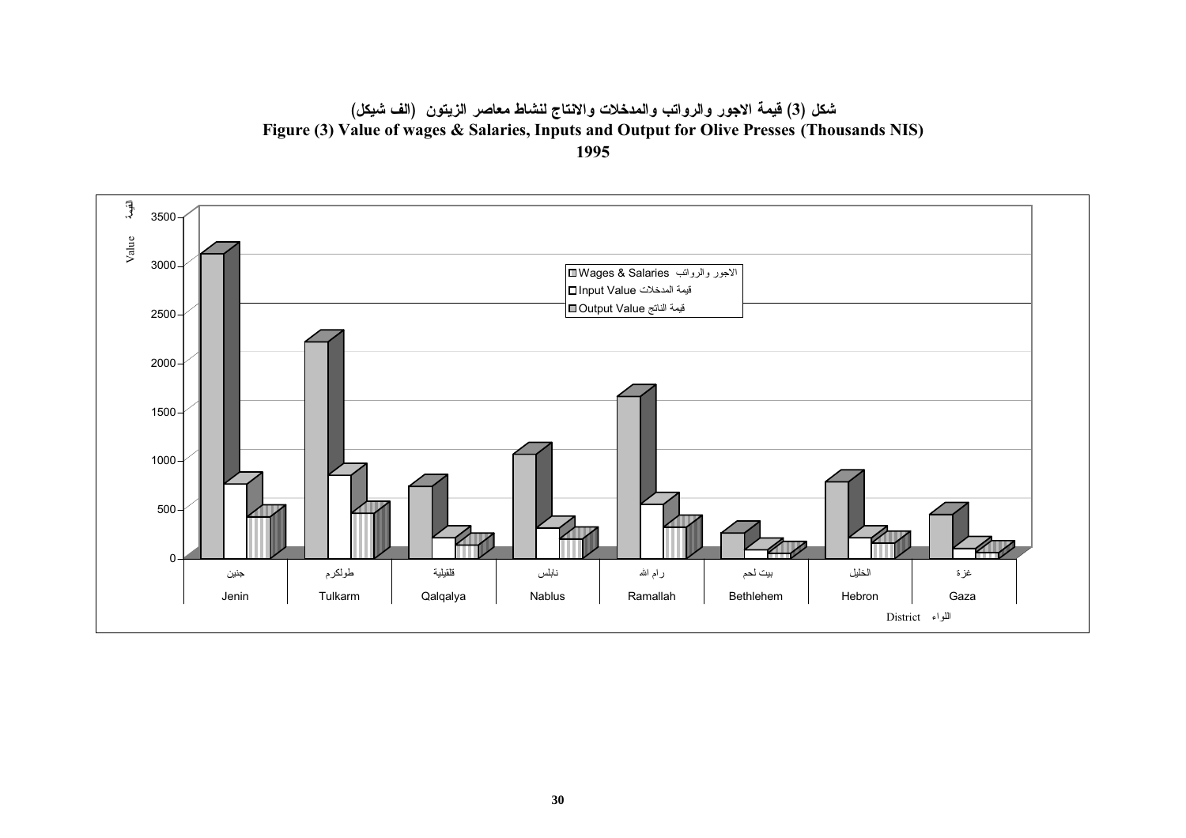**شكل (3) قيمة الاجور والرواتب والمدخلات والانتاج لنشاط معاصر الزيتون (الف شيكل)**

**Figure (3) Value of wages & Salaries, Inputs and Output for Olive Presses (Thousands NIS)**

**1995**

Value القيمة

3500
3000
2500
2000
1500
1000
500
0

- Wages & Salaries الاجور والرواتب
- Input Value قيمة المدخلات
- Output Value قيمة الناتج

| جنين | طولكرم | قلقيلية | نابلس | رام الله | بيت لحم | الخليل | غزة |
|---|---|---|---|---|---|---|---|
| Jenin | Tulkarm | Qalqalya | Nablus | Ramallah | Bethlehem | Hebron | Gaza |

District اللواء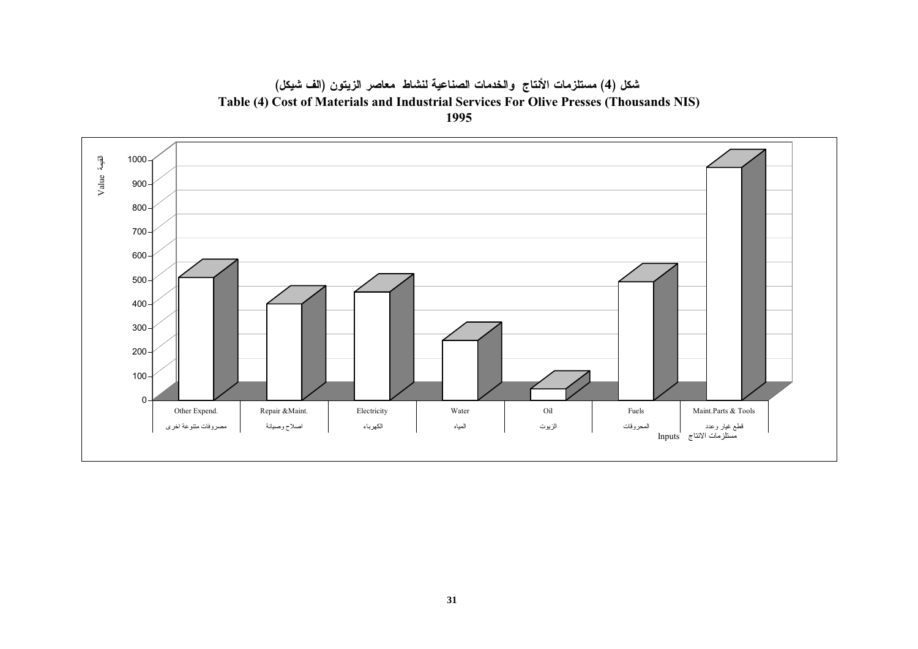**شكل (4) مستلزمات الأنتاج والخدمات الصناعية لنشاط معاصر الزيتون (الف شيكل)**

**Table (4) Cost of Materials and Industrial Services For Olive Presses (Thousands NIS)**

**1995**

Value القيمة

1000
900
800
700
600
500
400
300
200
100
0

| Other Expend. | Repair &Maint. | Electricity | Water | Oil | Fuels | Maint.Parts & Tools |
|---|---|---|---|---|---|---|
| مصروفات متنوعة اخرى | اصلاح وصيانة | الكهرباء | المياه | الزيوت | المحروقات | قطع غيار وعدد |

Inputs مستلزمات الانتاج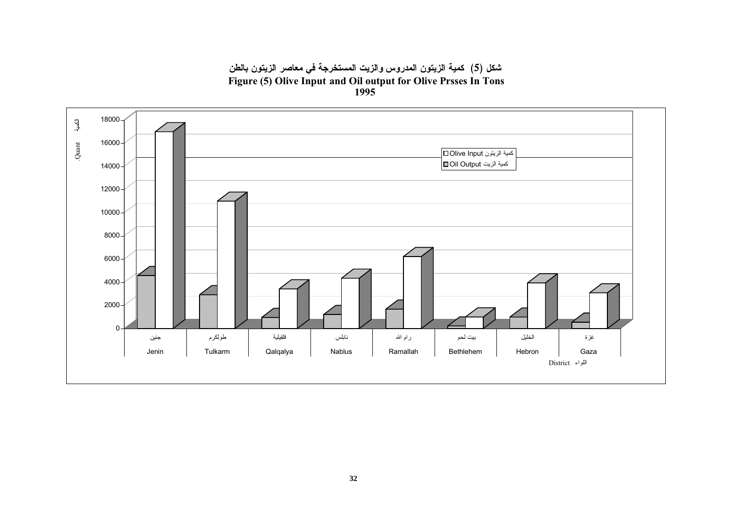**شكل (5) كمية الزيتون المدروس والزيت المستخرجة في معاصر الزيتون بالطن**

**Figure (5) Olive Input and Oil output for Olive Prsses In Tons**

**1995**

الكمية .Quant

□ Olive Input كمية الزيتون

■ Oil Output كمية الزيت

| جنين | طولكرم | قلقيلية | نابلس | رام الله | بيت لحم | الخليل | غزة |
|---|---|---|---|---|---|---|---|
| Jenin | Tulkarm | Qalqalya | Nablus | Ramallah | Bethlehem | Hebron | Gaza |

District اللواء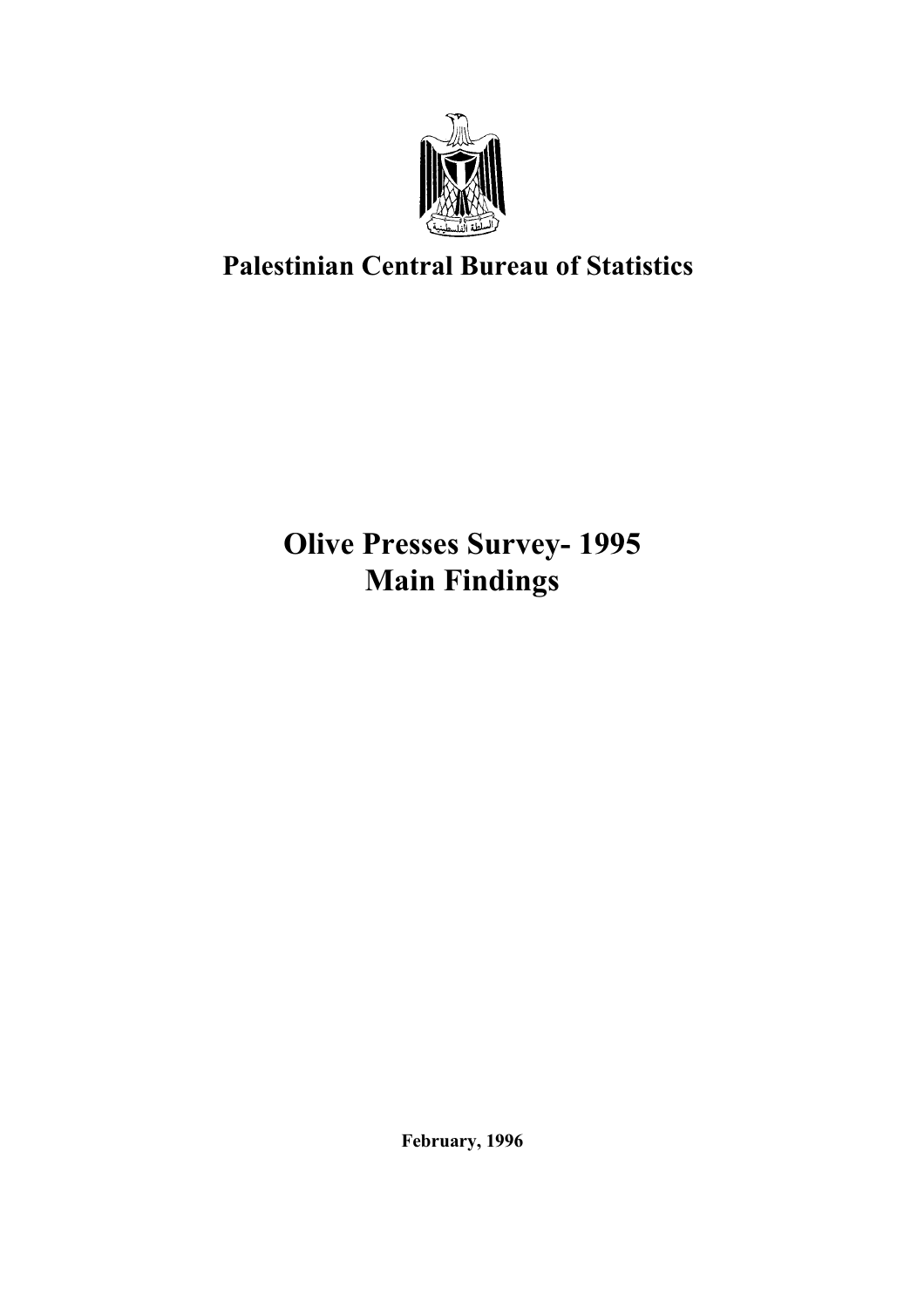**Palestinian Central Bureau of Statistics**

# Olive Presses Survey- 1995
# Main Findings

**February, 1996**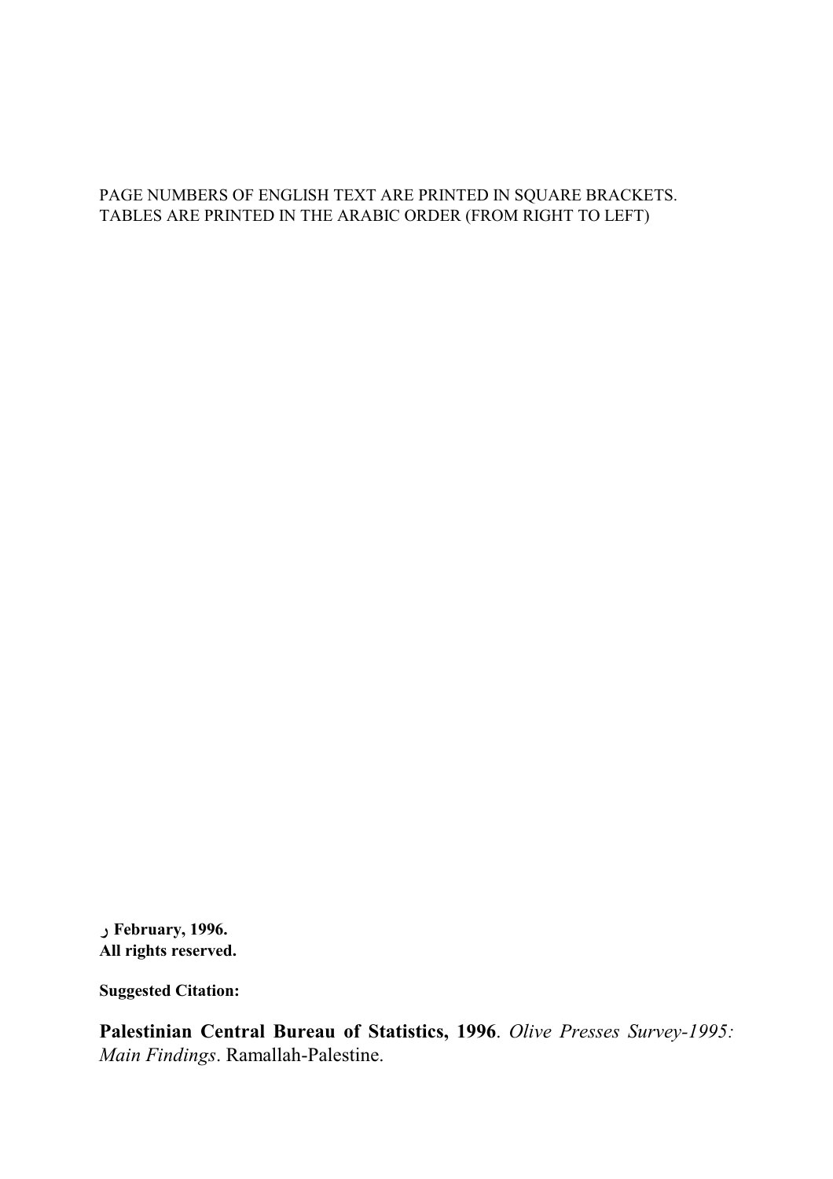PAGE NUMBERS OF ENGLISH TEXT ARE PRINTED IN SQUARE BRACKETS.
TABLES ARE PRINTED IN THE ARABIC ORDER (FROM RIGHT TO LEFT)

**ر February, 1996.**
**All rights reserved.**

**Suggested Citation:**

**Palestinian Central Bureau of Statistics, 1996**. *Olive Presses Survey-1995: Main Findings*. Ramallah-Palestine.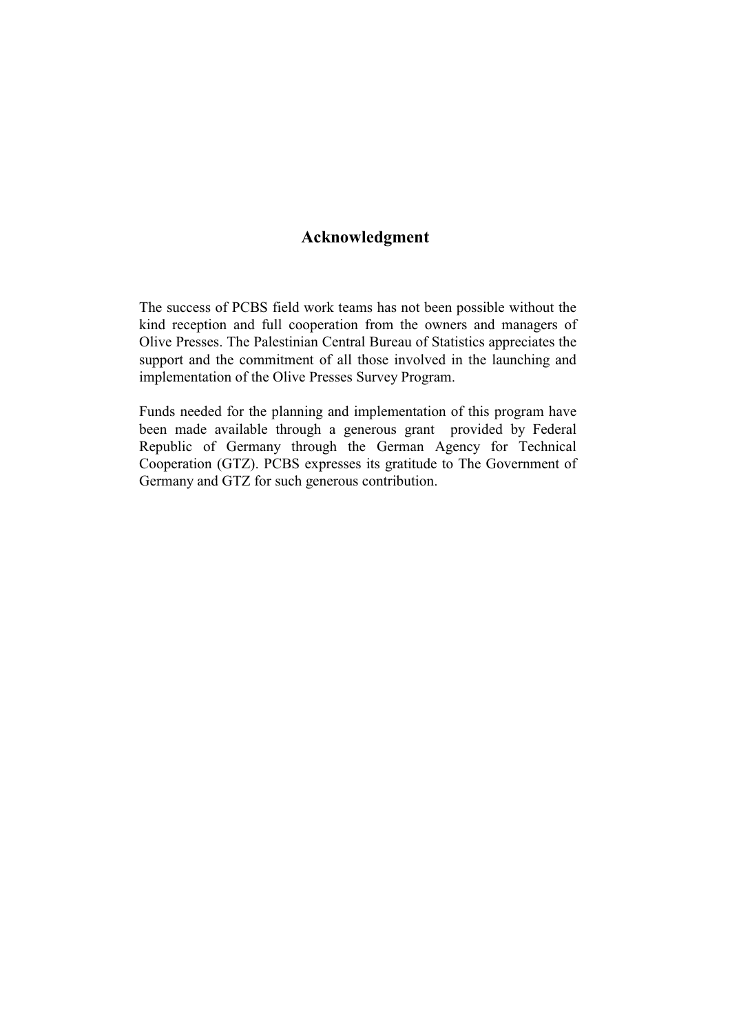# Acknowledgment

The success of PCBS field work teams has not been possible without the kind reception and full cooperation from the owners and managers of Olive Presses. The Palestinian Central Bureau of Statistics appreciates the support and the commitment of all those involved in the launching and implementation of the Olive Presses Survey Program.

Funds needed for the planning and implementation of this program have been made available through a generous grant provided by Federal Republic of Germany through the German Agency for Technical Cooperation (GTZ). PCBS expresses its gratitude to The Government of Germany and GTZ for such generous contribution.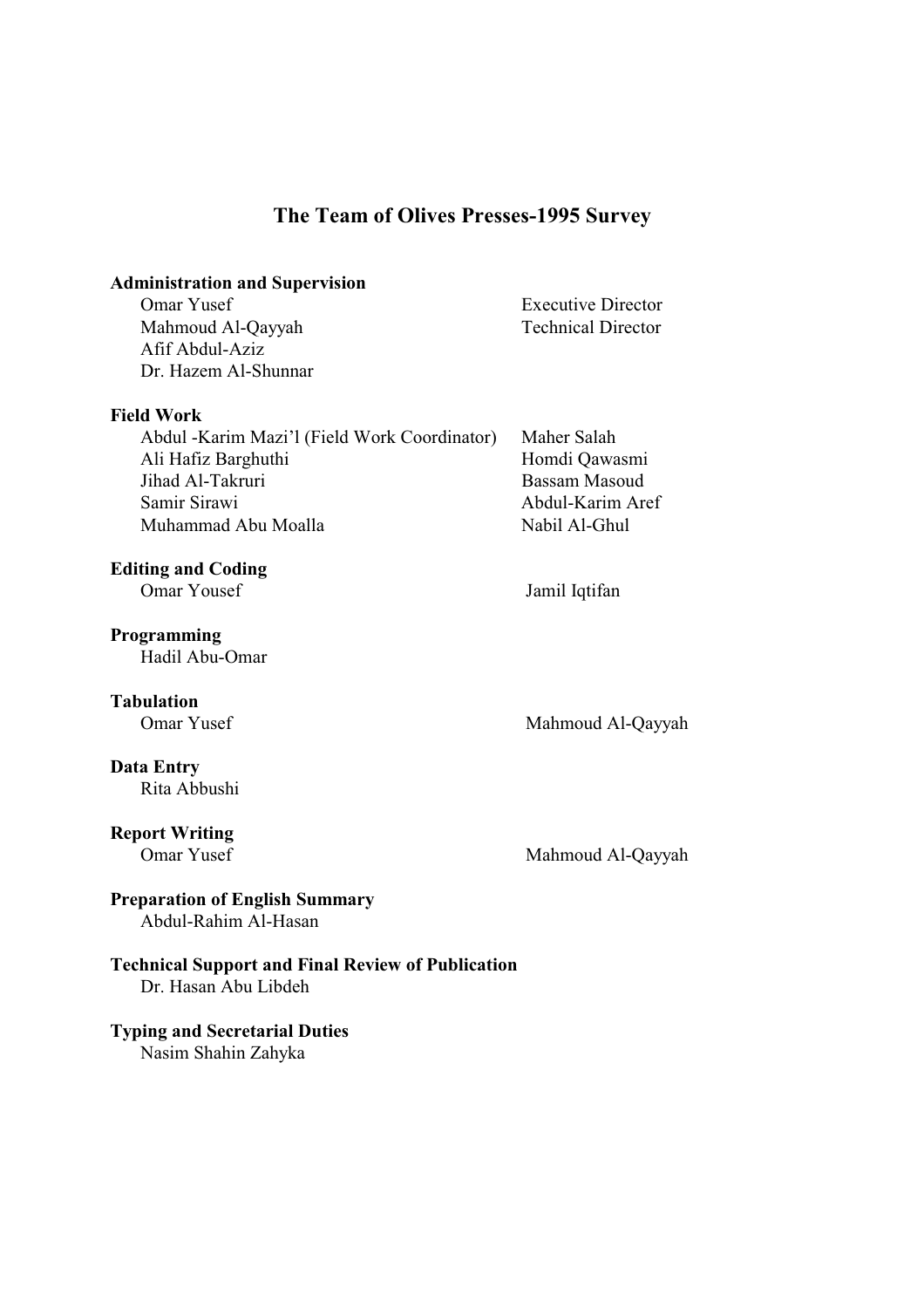# The Team of Olives Presses-1995 Survey

**Administration and Supervision**

| | |
|---|---|
| Omar Yusef | Executive Director |
| Mahmoud Al-Qayyah | Technical Director |
| Afif Abdul-Aziz | |
| Dr. Hazem Al-Shunnar | |

**Field Work**

| | |
|---|---|
| Abdul -Karim Mazi'l (Field Work Coordinator) | Maher Salah |
| Ali Hafiz Barghuthi | Homdi Qawasmi |
| Jihad Al-Takruri | Bassam Masoud |
| Samir Sirawi | Abdul-Karim Aref |
| Muhammad Abu Moalla | Nabil Al-Ghul |

**Editing and Coding**

Omar Yousef    Jamil Iqtifan

**Programming**

Hadil Abu-Omar

**Tabulation**

Omar Yusef    Mahmoud Al-Qayyah

**Data Entry**

Rita Abbushi

**Report Writing**

Omar Yusef    Mahmoud Al-Qayyah

**Preparation of English Summary**

Abdul-Rahim Al-Hasan

**Technical Support and Final Review of Publication**

Dr. Hasan Abu Libdeh

**Typing and Secretarial Duties**

Nasim Shahin Zahyka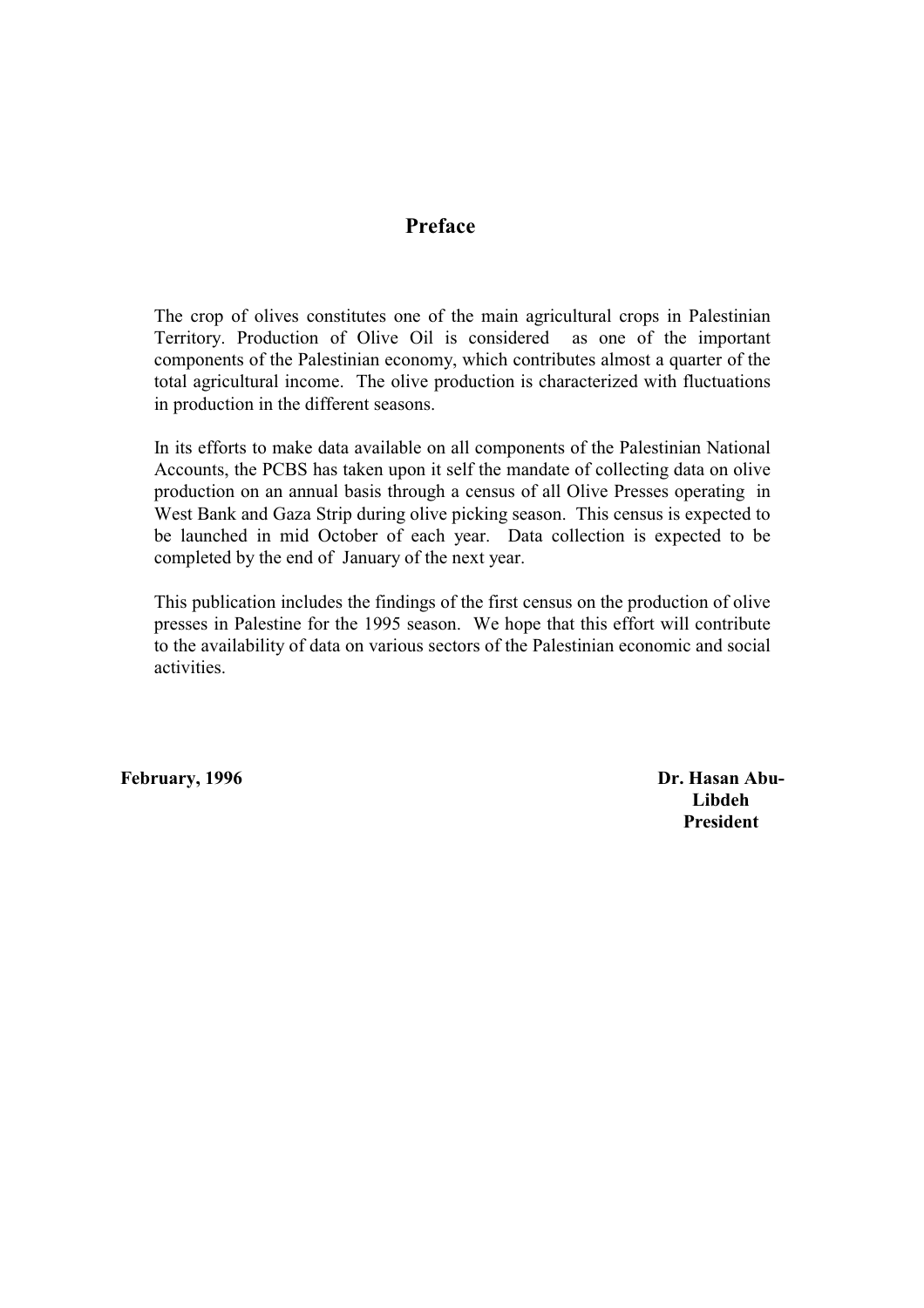# Preface

The crop of olives constitutes one of the main agricultural crops in Palestinian Territory. Production of Olive Oil is considered as one of the important components of the Palestinian economy, which contributes almost a quarter of the total agricultural income. The olive production is characterized with fluctuations in production in the different seasons.

In its efforts to make data available on all components of the Palestinian National Accounts, the PCBS has taken upon it self the mandate of collecting data on olive production on an annual basis through a census of all Olive Presses operating in West Bank and Gaza Strip during olive picking season. This census is expected to be launched in mid October of each year. Data collection is expected to be completed by the end of January of the next year.

This publication includes the findings of the first census on the production of olive presses in Palestine for the 1995 season. We hope that this effort will contribute to the availability of data on various sectors of the Palestinian economic and social activities.

**February, 1996**

**Dr. Hasan Abu-Libdeh**
**President**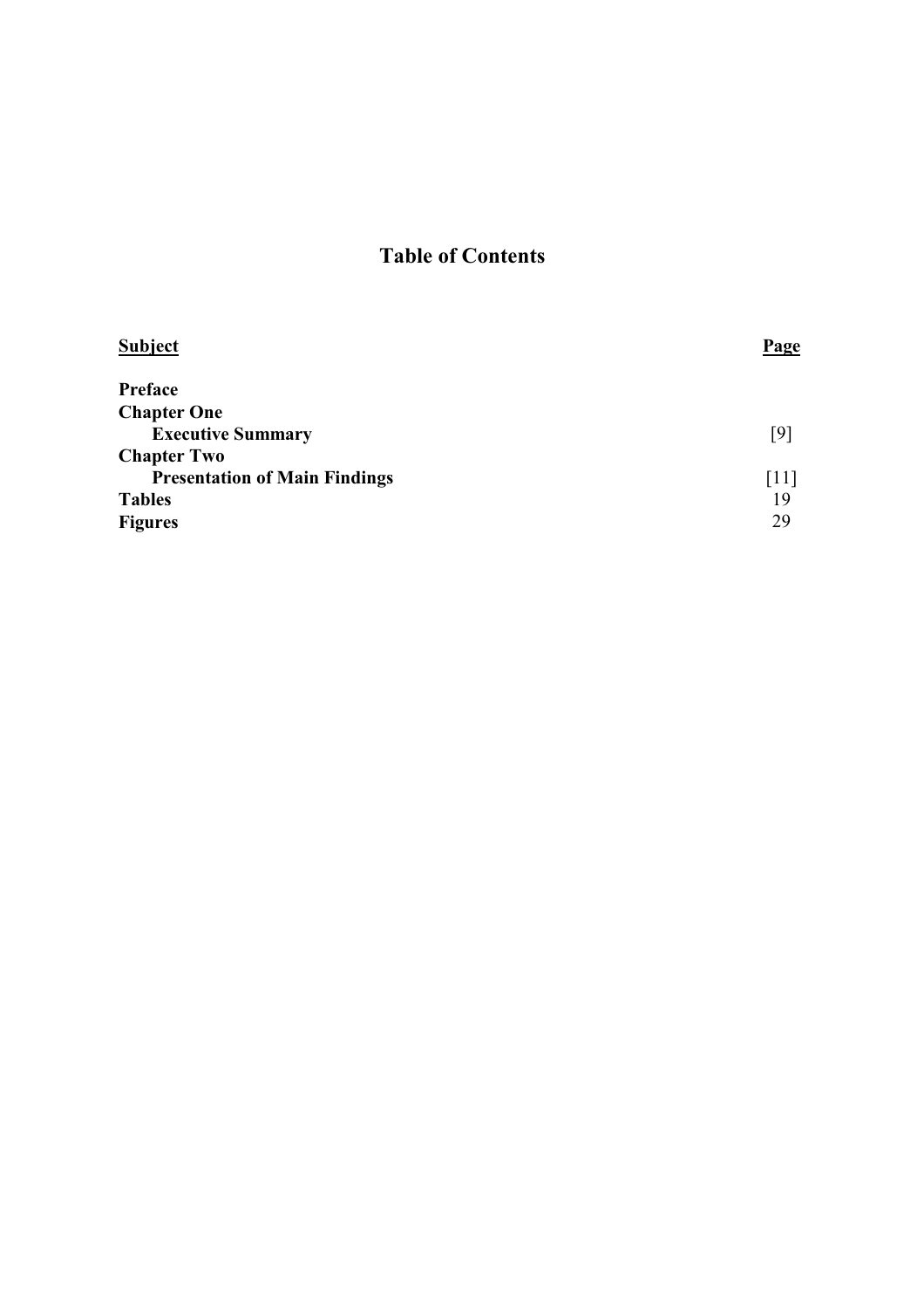# Table of Contents

| Subject | Page |
|---|---|
| **Preface** | |
| **Chapter One** | |
| **Executive Summary** | [9] |
| **Chapter Two** | |
| **Presentation of Main Findings** | [11] |
| **Tables** | 19 |
| **Figures** | 29 |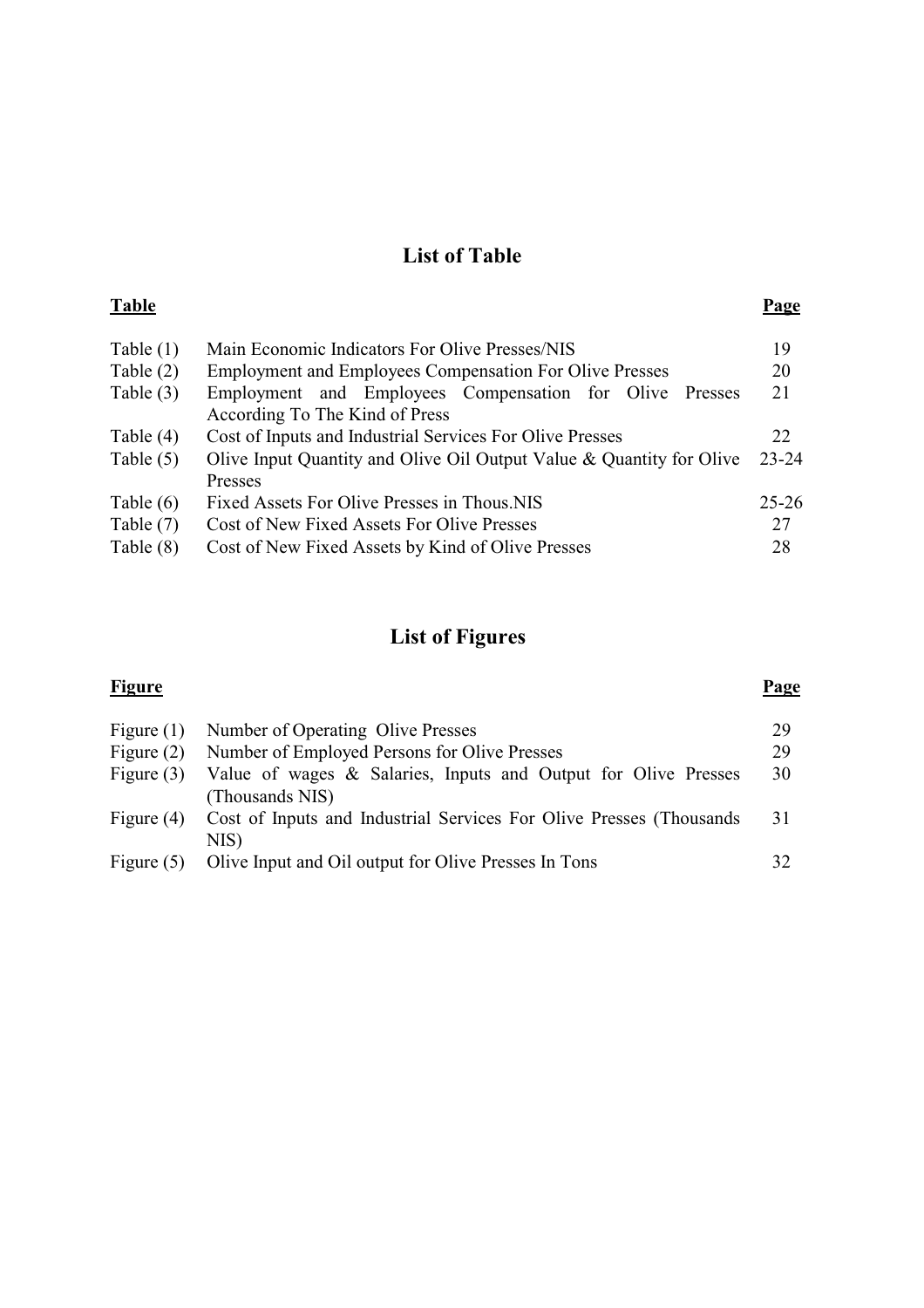## List of Table

| Table | | Page |
|---|---|---|
| Table (1) | Main Economic Indicators For Olive Presses/NIS | 19 |
| Table (2) | Employment and Employees Compensation For Olive Presses | 20 |
| Table (3) | Employment and Employees Compensation for Olive Presses According To The Kind of Press | 21 |
| Table (4) | Cost of Inputs and Industrial Services For Olive Presses | 22 |
| Table (5) | Olive Input Quantity and Olive Oil Output Value & Quantity for Olive Presses | 23-24 |
| Table (6) | Fixed Assets For Olive Presses in Thous.NIS | 25-26 |
| Table (7) | Cost of New Fixed Assets For Olive Presses | 27 |
| Table (8) | Cost of New Fixed Assets by Kind of Olive Presses | 28 |

## List of Figures

| Figure | | Page |
|---|---|---|
| Figure (1) | Number of Operating Olive Presses | 29 |
| Figure (2) | Number of Employed Persons for Olive Presses | 29 |
| Figure (3) | Value of wages & Salaries, Inputs and Output for Olive Presses (Thousands NIS) | 30 |
| Figure (4) | Cost of Inputs and Industrial Services For Olive Presses (Thousands NIS) | 31 |
| Figure (5) | Olive Input and Oil output for Olive Presses In Tons | 32 |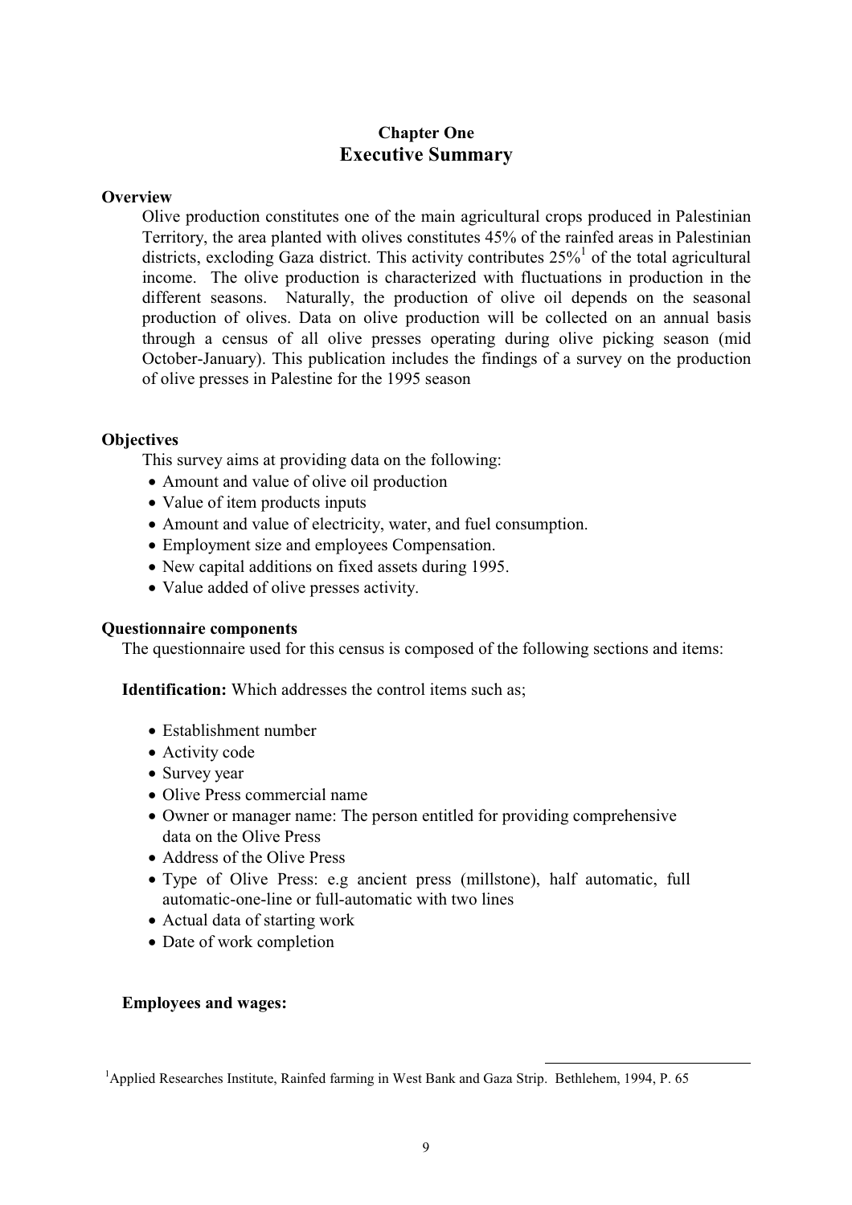## Chapter One
# Executive Summary

### Overview

Olive production constitutes one of the main agricultural crops produced in Palestinian Territory, the area planted with olives constitutes 45% of the rainfed areas in Palestinian districts, excloding Gaza district. This activity contributes 25%[1] of the total agricultural income. The olive production is characterized with fluctuations in production in the different seasons. Naturally, the production of olive oil depends on the seasonal production of olives. Data on olive production will be collected on an annual basis through a census of all olive presses operating during olive picking season (mid October-January). This publication includes the findings of a survey on the production of olive presses in Palestine for the 1995 season

### Objectives

This survey aims at providing data on the following:

- Amount and value of olive oil production
- Value of item products inputs
- Amount and value of electricity, water, and fuel consumption.
- Employment size and employees Compensation.
- New capital additions on fixed assets during 1995.
- Value added of olive presses activity.

### Questionnaire components

The questionnaire used for this census is composed of the following sections and items:

**Identification:** Which addresses the control items such as;

- Establishment number
- Activity code
- Survey year
- Olive Press commercial name
- Owner or manager name: The person entitled for providing comprehensive data on the Olive Press
- Address of the Olive Press
- Type of Olive Press: e.g ancient press (millstone), half automatic, full automatic-one-line or full-automatic with two lines
- Actual data of starting work
- Date of work completion

**Employees and wages:**

[1]Applied Researches Institute, Rainfed farming in West Bank and Gaza Strip. Bethlehem, 1994, P. 65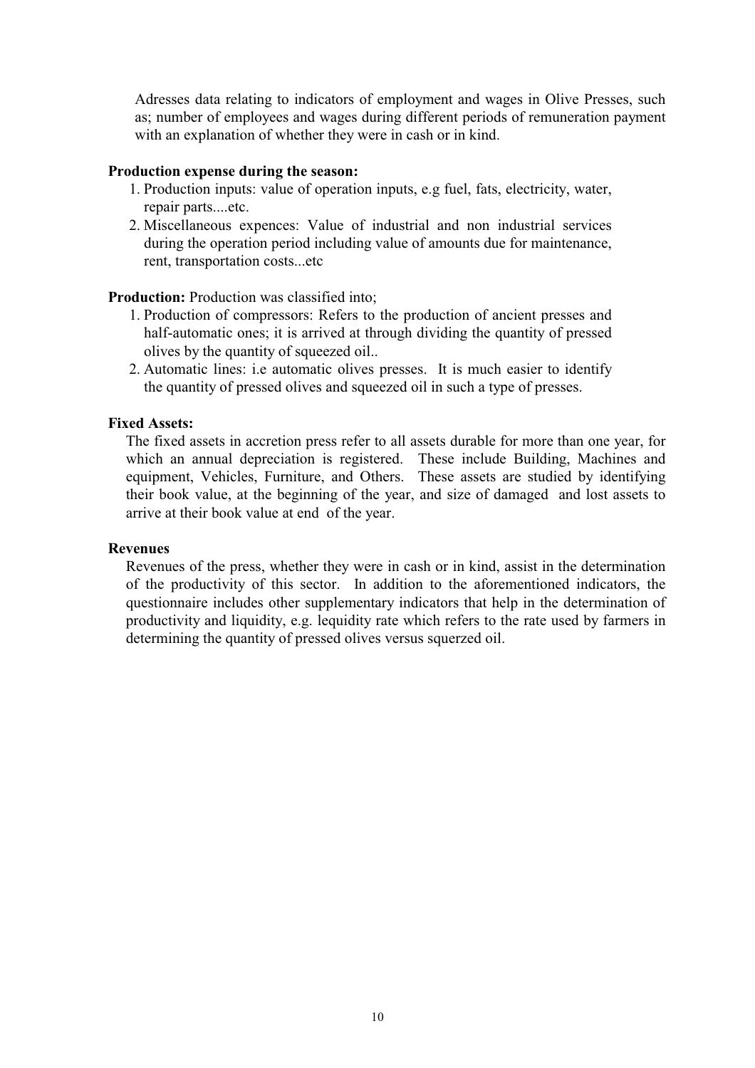Adresses data relating to indicators of employment and wages in Olive Presses, such as; number of employees and wages during different periods of remuneration payment with an explanation of whether they were in cash or in kind.

**Production expense during the season:**

1. Production inputs: value of operation inputs, e.g fuel, fats, electricity, water, repair parts....etc.
2. Miscellaneous expences: Value of industrial and non industrial services during the operation period including value of amounts due for maintenance, rent, transportation costs...etc

**Production:** Production was classified into;

1. Production of compressors: Refers to the production of ancient presses and half-automatic ones; it is arrived at through dividing the quantity of pressed olives by the quantity of squeezed oil..
2. Automatic lines: i.e automatic olives presses. It is much easier to identify the quantity of pressed olives and squeezed oil in such a type of presses.

**Fixed Assets:**

The fixed assets in accretion press refer to all assets durable for more than one year, for which an annual depreciation is registered. These include Building, Machines and equipment, Vehicles, Furniture, and Others. These assets are studied by identifying their book value, at the beginning of the year, and size of damaged and lost assets to arrive at their book value at end of the year.

**Revenues**

Revenues of the press, whether they were in cash or in kind, assist in the determination of the productivity of this sector. In addition to the aforementioned indicators, the questionnaire includes other supplementary indicators that help in the determination of productivity and liquidity, e.g. lequidity rate which refers to the rate used by farmers in determining the quantity of pressed olives versus squerzed oil.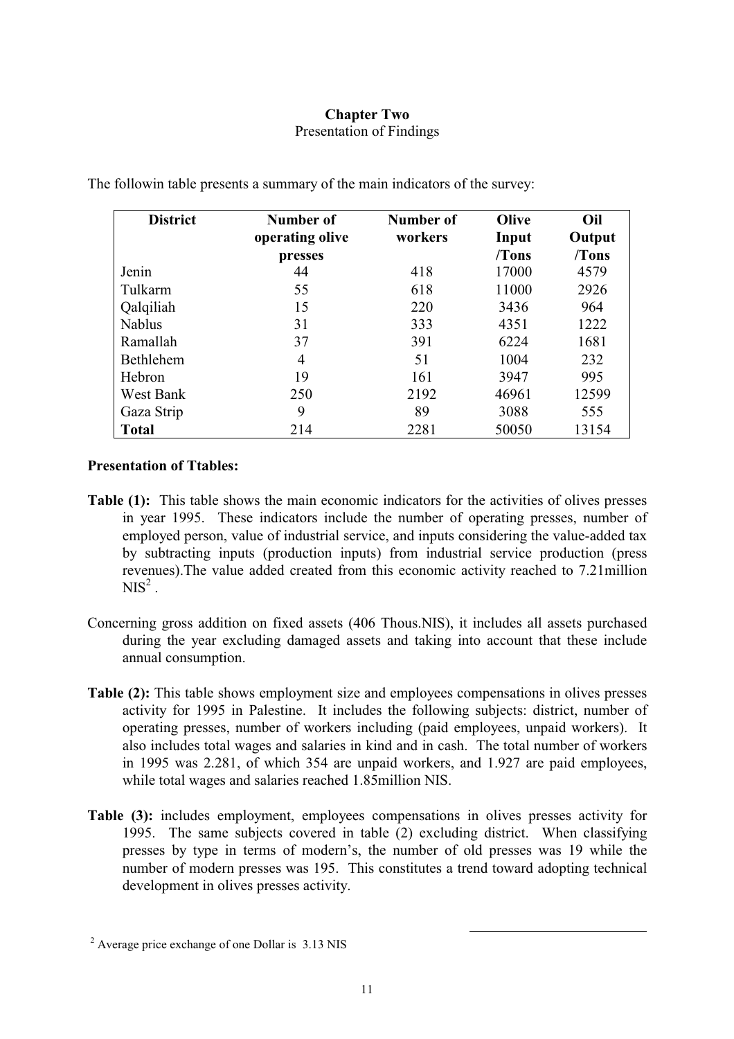**Chapter Two**
Presentation of Findings

The followin table presents a summary of the main indicators of the survey:

| District | Number of operating olive presses | Number of workers | Olive Input /Tons | Oil Output /Tons |
|---|---|---|---|---|
| Jenin | 44 | 418 | 17000 | 4579 |
| Tulkarm | 55 | 618 | 11000 | 2926 |
| Qalqiliah | 15 | 220 | 3436 | 964 |
| Nablus | 31 | 333 | 4351 | 1222 |
| Ramallah | 37 | 391 | 6224 | 1681 |
| Bethlehem | 4 | 51 | 1004 | 232 |
| Hebron | 19 | 161 | 3947 | 995 |
| West Bank | 250 | 2192 | 46961 | 12599 |
| Gaza Strip | 9 | 89 | 3088 | 555 |
| **Total** | 214 | 2281 | 50050 | 13154 |

**Presentation of Ttables:**

**Table (1):** This table shows the main economic indicators for the activities of olives presses in year 1995. These indicators include the number of operating presses, number of employed person, value of industrial service, and inputs considering the value-added tax by subtracting inputs (production inputs) from industrial service production (press revenues).The value added created from this economic activity reached to 7.21million NIS[2] .

Concerning gross addition on fixed assets (406 Thous.NIS), it includes all assets purchased during the year excluding damaged assets and taking into account that these include annual consumption.

**Table (2):** This table shows employment size and employees compensations in olives presses activity for 1995 in Palestine. It includes the following subjects: district, number of operating presses, number of workers including (paid employees, unpaid workers). It also includes total wages and salaries in kind and in cash. The total number of workers in 1995 was 2.281, of which 354 are unpaid workers, and 1.927 are paid employees, while total wages and salaries reached 1.85million NIS.

**Table (3):** includes employment, employees compensations in olives presses activity for 1995. The same subjects covered in table (2) excluding district. When classifying presses by type in terms of modern's, the number of old presses was 19 while the number of modern presses was 195. This constitutes a trend toward adopting technical development in olives presses activity.

[2] Average price exchange of one Dollar is 3.13 NIS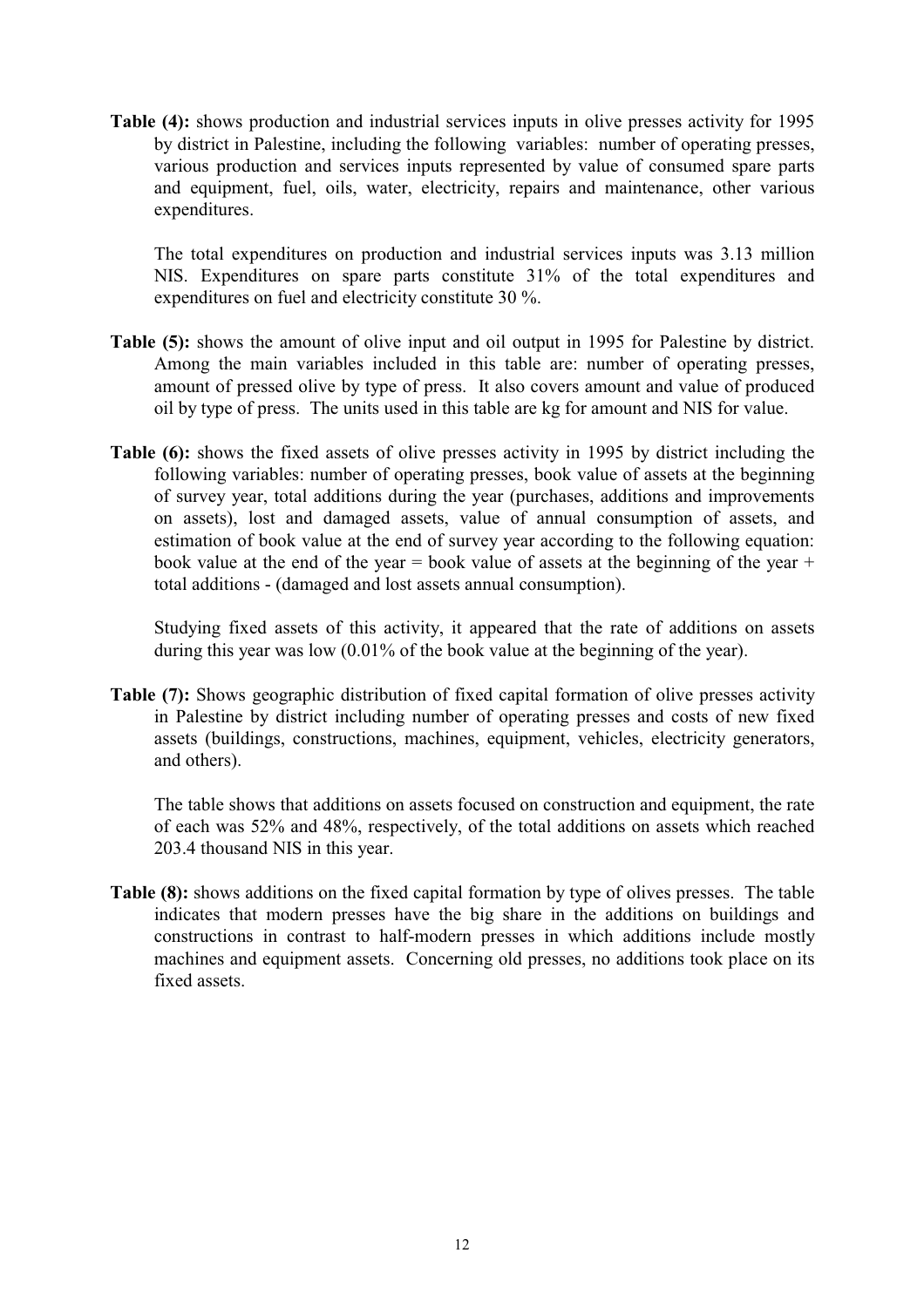**Table (4):** shows production and industrial services inputs in olive presses activity for 1995 by district in Palestine, including the following variables: number of operating presses, various production and services inputs represented by value of consumed spare parts and equipment, fuel, oils, water, electricity, repairs and maintenance, other various expenditures.

The total expenditures on production and industrial services inputs was 3.13 million NIS. Expenditures on spare parts constitute 31% of the total expenditures and expenditures on fuel and electricity constitute 30 %.

**Table (5):** shows the amount of olive input and oil output in 1995 for Palestine by district. Among the main variables included in this table are: number of operating presses, amount of pressed olive by type of press. It also covers amount and value of produced oil by type of press. The units used in this table are kg for amount and NIS for value.

**Table (6):** shows the fixed assets of olive presses activity in 1995 by district including the following variables: number of operating presses, book value of assets at the beginning of survey year, total additions during the year (purchases, additions and improvements on assets), lost and damaged assets, value of annual consumption of assets, and estimation of book value at the end of survey year according to the following equation: book value at the end of the year = book value of assets at the beginning of the year + total additions - (damaged and lost assets annual consumption).

Studying fixed assets of this activity, it appeared that the rate of additions on assets during this year was low (0.01% of the book value at the beginning of the year).

**Table (7):** Shows geographic distribution of fixed capital formation of olive presses activity in Palestine by district including number of operating presses and costs of new fixed assets (buildings, constructions, machines, equipment, vehicles, electricity generators, and others).

The table shows that additions on assets focused on construction and equipment, the rate of each was 52% and 48%, respectively, of the total additions on assets which reached 203.4 thousand NIS in this year.

**Table (8):** shows additions on the fixed capital formation by type of olives presses. The table indicates that modern presses have the big share in the additions on buildings and constructions in contrast to half-modern presses in which additions include mostly machines and equipment assets. Concerning old presses, no additions took place on its fixed assets.